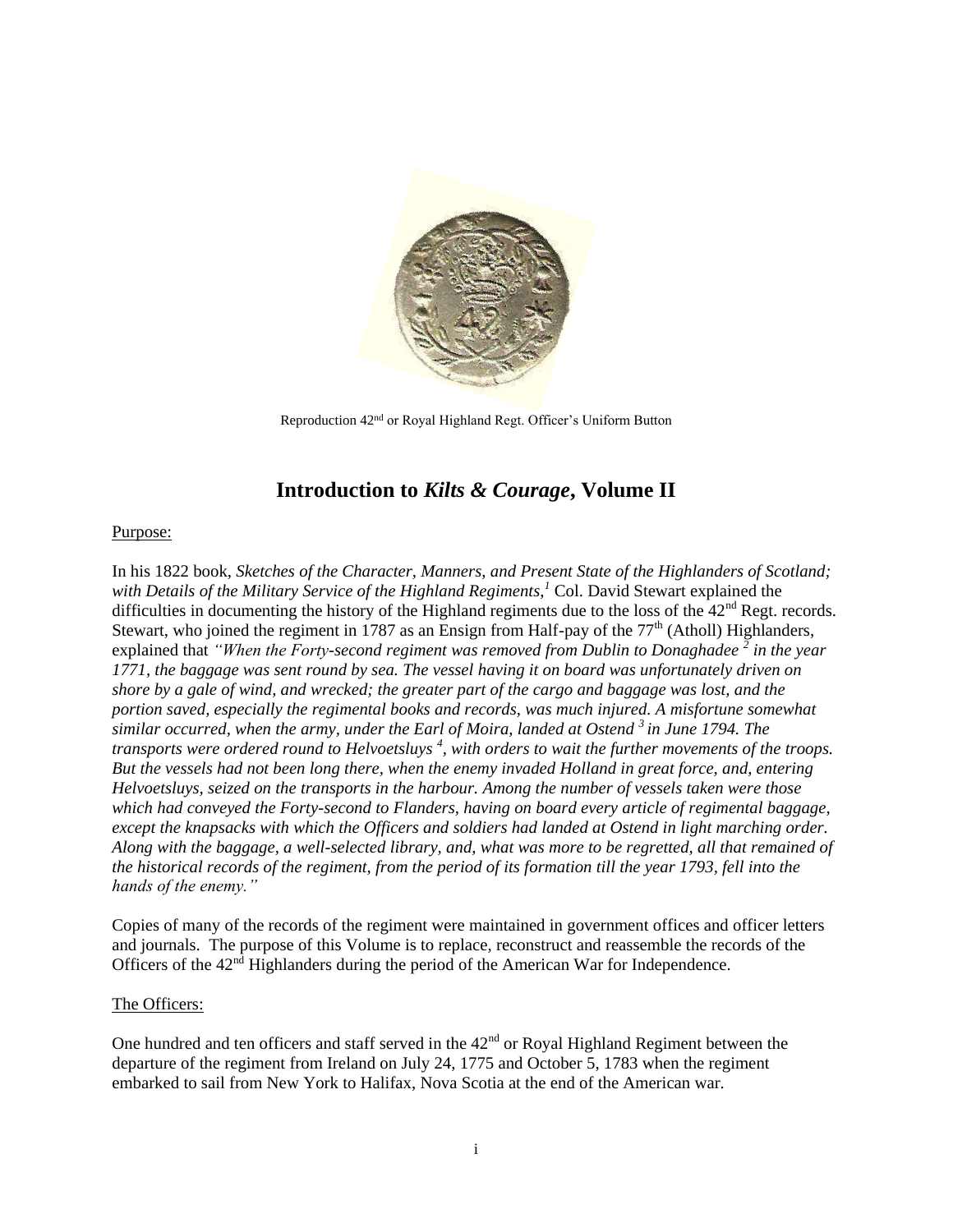Reproduction 42nd or Royal Highland Regt. Officer's Uniform Button

# Introduction to *Kilts & Courage*, Volume II

Purpose:

In his 1822 book, *Sketches of the Character, Manners, and Present State of the Highlanders of Scotland; with Details of the Military Service of the Highland Regiments,*[1] Col. David Stewart explained the difficulties in documenting the history of the Highland regiments due to the loss of the 42nd Regt. records. Stewart, who joined the regiment in 1787 as an Ensign from Half-pay of the 77th (Atholl) Highlanders, explained that *"When the Forty-second regiment was removed from Dublin to Donaghadee*[2] *in the year 1771, the baggage was sent round by sea. The vessel having it on board was unfortunately driven on shore by a gale of wind, and wrecked; the greater part of the cargo and baggage was lost, and the portion saved, especially the regimental books and records, was much injured. A misfortune somewhat similar occurred, when the army, under the Earl of Moira, landed at Ostend*[3] *in June 1794. The transports were ordered round to Helvoetsluys*[4]*, with orders to wait the further movements of the troops. But the vessels had not been long there, when the enemy invaded Holland in great force, and, entering Helvoetsluys, seized on the transports in the harbour. Among the number of vessels taken were those which had conveyed the Forty-second to Flanders, having on board every article of regimental baggage, except the knapsacks with which the Officers and soldiers had landed at Ostend in light marching order. Along with the baggage, a well-selected library, and, what was more to be regretted, all that remained of the historical records of the regiment, from the period of its formation till the year 1793, fell into the hands of the enemy."*

Copies of many of the records of the regiment were maintained in government offices and officer letters and journals. The purpose of this Volume is to replace, reconstruct and reassemble the records of the Officers of the 42nd Highlanders during the period of the American War for Independence.

The Officers:

One hundred and ten officers and staff served in the 42nd or Royal Highland Regiment between the departure of the regiment from Ireland on July 24, 1775 and October 5, 1783 when the regiment embarked to sail from New York to Halifax, Nova Scotia at the end of the American war.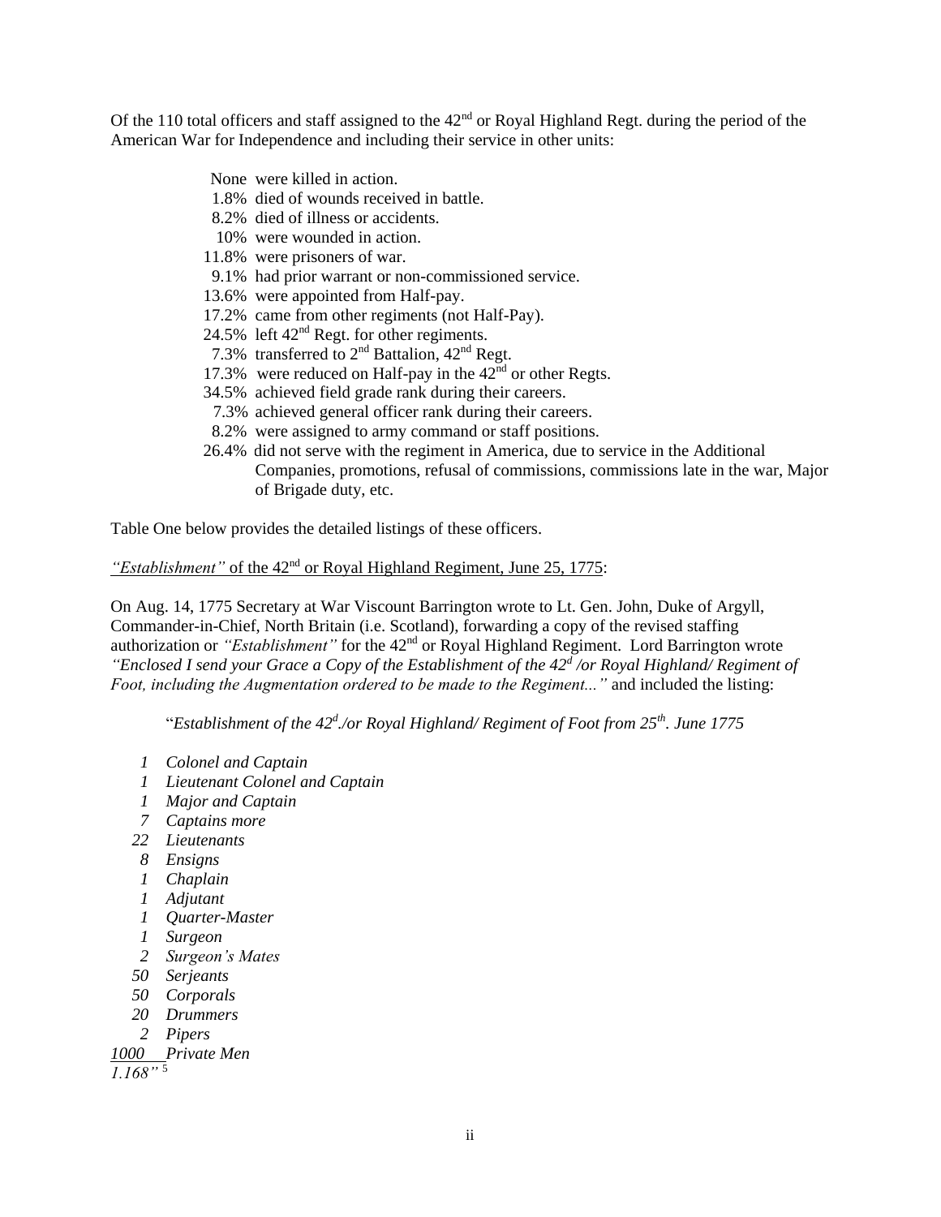Of the 110 total officers and staff assigned to the 42nd or Royal Highland Regt. during the period of the American War for Independence and including their service in other units:

- None were killed in action.
- 1.8% died of wounds received in battle.
- 8.2% died of illness or accidents.
- 10% were wounded in action.
- 11.8% were prisoners of war.
- 9.1% had prior warrant or non-commissioned service.
- 13.6% were appointed from Half-pay.
- 17.2% came from other regiments (not Half-Pay).
- 24.5% left 42nd Regt. for other regiments.
- 7.3% transferred to 2nd Battalion, 42nd Regt.
- 17.3% were reduced on Half-pay in the 42nd or other Regts.
- 34.5% achieved field grade rank during their careers.
- 7.3% achieved general officer rank during their careers.
- 8.2% were assigned to army command or staff positions.
- 26.4% did not serve with the regiment in America, due to service in the Additional Companies, promotions, refusal of commissions, commissions late in the war, Major of Brigade duty, etc.

Table One below provides the detailed listings of these officers.

*"Establishment"* of the 42nd or Royal Highland Regiment, June 25, 1775:

On Aug. 14, 1775 Secretary at War Viscount Barrington wrote to Lt. Gen. John, Duke of Argyll, Commander-in-Chief, North Britain (i.e. Scotland), forwarding a copy of the revised staffing authorization or *"Establishment"* for the 42nd or Royal Highland Regiment. Lord Barrington wrote *"Enclosed I send your Grace a Copy of the Establishment of the 42d /or Royal Highland/ Regiment of Foot, including the Augmentation ordered to be made to the Regiment..."* and included the listing:

"*Establishment of the 42d./or Royal Highland/ Regiment of Foot from 25th. June 1775*

*1 Colonel and Captain*
*1 Lieutenant Colonel and Captain*
*1 Major and Captain*
*7 Captains more*
*22 Lieutenants*
*8 Ensigns*
*1 Chaplain*
*1 Adjutant*
*1 Quarter-Master*
*1 Surgeon*
*2 Surgeon's Mates*
*50 Serjeants*
*50 Corporals*
*20 Drummers*
*2 Pipers*
*1000 Private Men*
*1.168"* [5]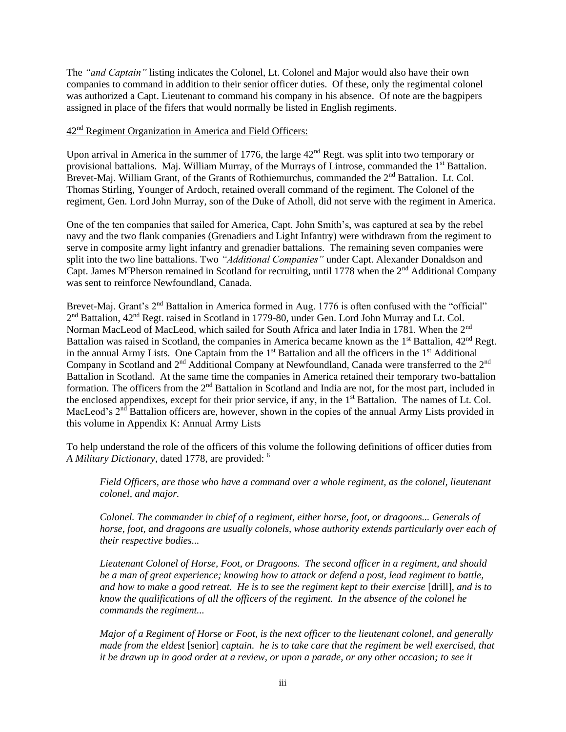The *"and Captain"* listing indicates the Colonel, Lt. Colonel and Major would also have their own companies to command in addition to their senior officer duties. Of these, only the regimental colonel was authorized a Capt. Lieutenant to command his company in his absence. Of note are the bagpipers assigned in place of the fifers that would normally be listed in English regiments.

## 42nd Regiment Organization in America and Field Officers:

Upon arrival in America in the summer of 1776, the large 42nd Regt. was split into two temporary or provisional battalions. Maj. William Murray, of the Murrays of Lintrose, commanded the 1st Battalion. Brevet-Maj. William Grant, of the Grants of Rothiemurchus, commanded the 2nd Battalion. Lt. Col. Thomas Stirling, Younger of Ardoch, retained overall command of the regiment. The Colonel of the regiment, Gen. Lord John Murray, son of the Duke of Atholl, did not serve with the regiment in America.

One of the ten companies that sailed for America, Capt. John Smith's, was captured at sea by the rebel navy and the two flank companies (Grenadiers and Light Infantry) were withdrawn from the regiment to serve in composite army light infantry and grenadier battalions. The remaining seven companies were split into the two line battalions. Two *"Additional Companies"* under Capt. Alexander Donaldson and Capt. James McPherson remained in Scotland for recruiting, until 1778 when the 2nd Additional Company was sent to reinforce Newfoundland, Canada.

Brevet-Maj. Grant's 2nd Battalion in America formed in Aug. 1776 is often confused with the "official" 2nd Battalion, 42nd Regt. raised in Scotland in 1779-80, under Gen. Lord John Murray and Lt. Col. Norman MacLeod of MacLeod, which sailed for South Africa and later India in 1781. When the 2nd Battalion was raised in Scotland, the companies in America became known as the 1st Battalion, 42nd Regt. in the annual Army Lists. One Captain from the 1st Battalion and all the officers in the 1st Additional Company in Scotland and 2nd Additional Company at Newfoundland, Canada were transferred to the 2nd Battalion in Scotland. At the same time the companies in America retained their temporary two-battalion formation. The officers from the 2nd Battalion in Scotland and India are not, for the most part, included in the enclosed appendixes, except for their prior service, if any, in the 1st Battalion. The names of Lt. Col. MacLeod's 2nd Battalion officers are, however, shown in the copies of the annual Army Lists provided in this volume in Appendix K: Annual Army Lists

To help understand the role of the officers of this volume the following definitions of officer duties from *A Military Dictionary*, dated 1778, are provided: [6]

> *Field Officers, are those who have a command over a whole regiment, as the colonel, lieutenant colonel, and major.*
>
> *Colonel. The commander in chief of a regiment, either horse, foot, or dragoons... Generals of horse, foot, and dragoons are usually colonels, whose authority extends particularly over each of their respective bodies...*
>
> *Lieutenant Colonel of Horse, Foot, or Dragoons. The second officer in a regiment, and should be a man of great experience; knowing how to attack or defend a post, lead regiment to battle, and how to make a good retreat. He is to see the regiment kept to their exercise* [drill], *and is to know the qualifications of all the officers of the regiment. In the absence of the colonel he commands the regiment...*
>
> *Major of a Regiment of Horse or Foot, is the next officer to the lieutenant colonel, and generally made from the eldest* [senior] *captain. he is to take care that the regiment be well exercised, that it be drawn up in good order at a review, or upon a parade, or any other occasion; to see it*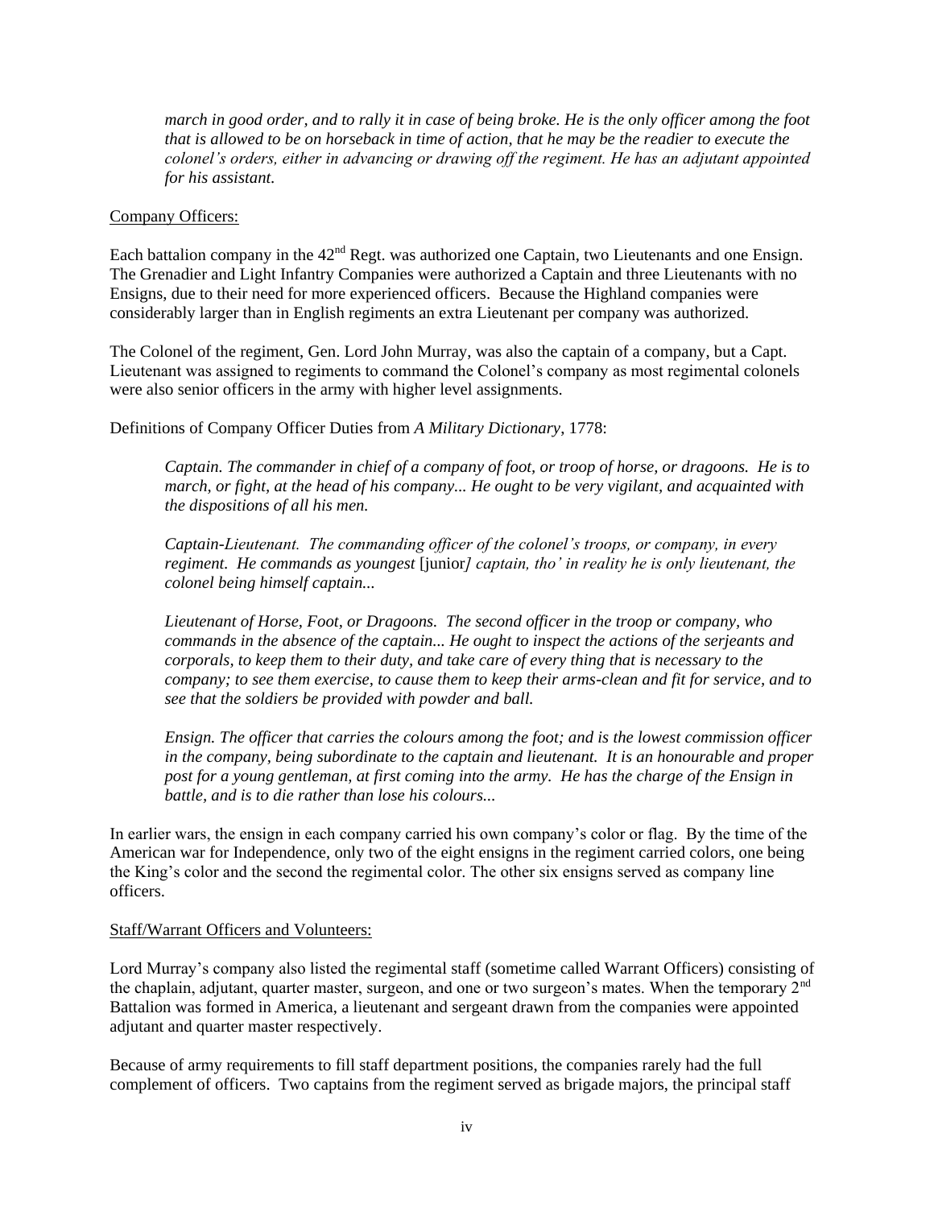*march in good order, and to rally it in case of being broke. He is the only officer among the foot that is allowed to be on horseback in time of action, that he may be the readier to execute the colonel's orders, either in advancing or drawing off the regiment. He has an adjutant appointed for his assistant.*

Company Officers:

Each battalion company in the 42nd Regt. was authorized one Captain, two Lieutenants and one Ensign. The Grenadier and Light Infantry Companies were authorized a Captain and three Lieutenants with no Ensigns, due to their need for more experienced officers. Because the Highland companies were considerably larger than in English regiments an extra Lieutenant per company was authorized.

The Colonel of the regiment, Gen. Lord John Murray, was also the captain of a company, but a Capt. Lieutenant was assigned to regiments to command the Colonel's company as most regimental colonels were also senior officers in the army with higher level assignments.

Definitions of Company Officer Duties from *A Military Dictionary*, 1778:

> *Captain. The commander in chief of a company of foot, or troop of horse, or dragoons. He is to march, or fight, at the head of his company... He ought to be very vigilant, and acquainted with the dispositions of all his men.*
>
> *Captain-Lieutenant. The commanding officer of the colonel's troops, or company, in every regiment. He commands as youngest* [junior*] captain, tho' in reality he is only lieutenant, the colonel being himself captain...*
>
> *Lieutenant of Horse, Foot, or Dragoons. The second officer in the troop or company, who commands in the absence of the captain... He ought to inspect the actions of the serjeants and corporals, to keep them to their duty, and take care of every thing that is necessary to the company; to see them exercise, to cause them to keep their arms-clean and fit for service, and to see that the soldiers be provided with powder and ball.*
>
> *Ensign. The officer that carries the colours among the foot; and is the lowest commission officer in the company, being subordinate to the captain and lieutenant. It is an honourable and proper post for a young gentleman, at first coming into the army. He has the charge of the Ensign in battle, and is to die rather than lose his colours...*

In earlier wars, the ensign in each company carried his own company's color or flag. By the time of the American war for Independence, only two of the eight ensigns in the regiment carried colors, one being the King's color and the second the regimental color. The other six ensigns served as company line officers.

Staff/Warrant Officers and Volunteers:

Lord Murray's company also listed the regimental staff (sometime called Warrant Officers) consisting of the chaplain, adjutant, quarter master, surgeon, and one or two surgeon's mates. When the temporary 2nd Battalion was formed in America, a lieutenant and sergeant drawn from the companies were appointed adjutant and quarter master respectively.

Because of army requirements to fill staff department positions, the companies rarely had the full complement of officers. Two captains from the regiment served as brigade majors, the principal staff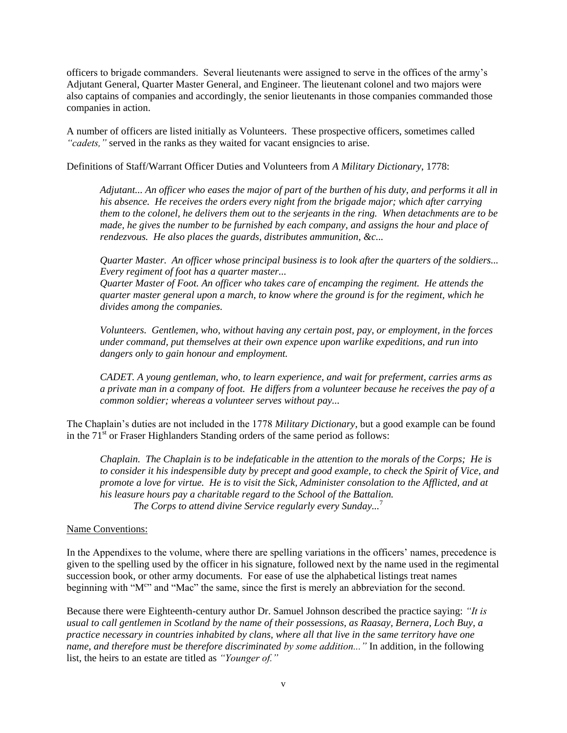officers to brigade commanders. Several lieutenants were assigned to serve in the offices of the army's Adjutant General, Quarter Master General, and Engineer. The lieutenant colonel and two majors were also captains of companies and accordingly, the senior lieutenants in those companies commanded those companies in action.

A number of officers are listed initially as Volunteers. These prospective officers, sometimes called *"cadets,"* served in the ranks as they waited for vacant ensigncies to arise.

Definitions of Staff/Warrant Officer Duties and Volunteers from *A Military Dictionary*, 1778:

> *Adjutant... An officer who eases the major of part of the burthen of his duty, and performs it all in his absence. He receives the orders every night from the brigade major; which after carrying them to the colonel, he delivers them out to the serjeants in the ring. When detachments are to be made, he gives the number to be furnished by each company, and assigns the hour and place of rendezvous. He also places the guards, distributes ammunition, &c...*
>
> *Quarter Master. An officer whose principal business is to look after the quarters of the soldiers... Every regiment of foot has a quarter master...*
> *Quarter Master of Foot. An officer who takes care of encamping the regiment. He attends the quarter master general upon a march, to know where the ground is for the regiment, which he divides among the companies.*
>
> *Volunteers. Gentlemen, who, without having any certain post, pay, or employment, in the forces under command, put themselves at their own expence upon warlike expeditions, and run into dangers only to gain honour and employment.*
>
> *CADET. A young gentleman, who, to learn experience, and wait for preferment, carries arms as a private man in a company of foot. He differs from a volunteer because he receives the pay of a common soldier; whereas a volunteer serves without pay...*

The Chaplain's duties are not included in the 1778 *Military Dictionary*, but a good example can be found in the 71st or Fraser Highlanders Standing orders of the same period as follows:

> *Chaplain. The Chaplain is to be indefaticable in the attention to the morals of the Corps; He is to consider it his indespensible duty by precept and good example, to check the Spirit of Vice, and promote a love for virtue. He is to visit the Sick, Administer consolation to the Afflicted, and at his leasure hours pay a charitable regard to the School of the Battalion.*
> *The Corps to attend divine Service regularly every Sunday...*[7]

Name Conventions:

In the Appendixes to the volume, where there are spelling variations in the officers' names, precedence is given to the spelling used by the officer in his signature, followed next by the name used in the regimental succession book, or other army documents. For ease of use the alphabetical listings treat names beginning with "Mc" and "Mac" the same, since the first is merely an abbreviation for the second.

Because there were Eighteenth-century author Dr. Samuel Johnson described the practice saying: *"It is usual to call gentlemen in Scotland by the name of their possessions, as Raasay, Bernera, Loch Buy, a practice necessary in countries inhabited by clans, where all that live in the same territory have one name, and therefore must be therefore discriminated by some addition..."* In addition, in the following list, the heirs to an estate are titled as *"Younger of."*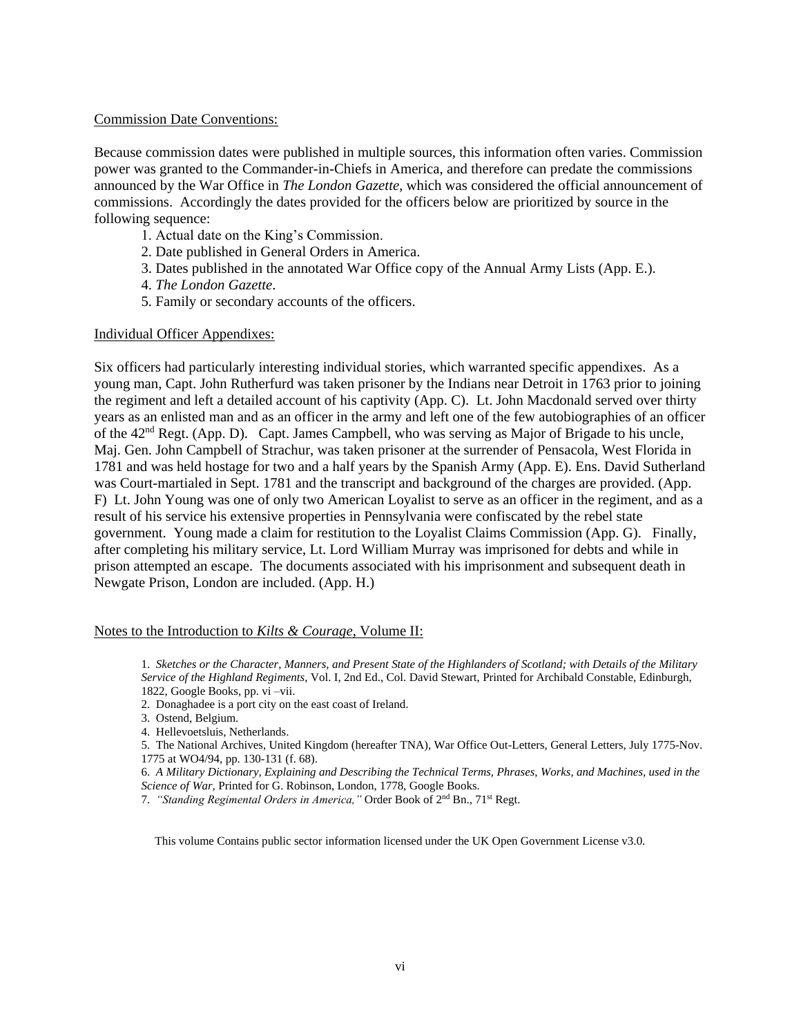Commission Date Conventions:

Because commission dates were published in multiple sources, this information often varies. Commission power was granted to the Commander-in-Chiefs in America, and therefore can predate the commissions announced by the War Office in *The London Gazette*, which was considered the official announcement of commissions. Accordingly the dates provided for the officers below are prioritized by source in the following sequence:

1. Actual date on the King's Commission.
2. Date published in General Orders in America.
3. Dates published in the annotated War Office copy of the Annual Army Lists (App. E.).
4. *The London Gazette*.
5. Family or secondary accounts of the officers.

Individual Officer Appendixes:

Six officers had particularly interesting individual stories, which warranted specific appendixes. As a young man, Capt. John Rutherfurd was taken prisoner by the Indians near Detroit in 1763 prior to joining the regiment and left a detailed account of his captivity (App. C). Lt. John Macdonald served over thirty years as an enlisted man and as an officer in the army and left one of the few autobiographies of an officer of the 42nd Regt. (App. D). Capt. James Campbell, who was serving as Major of Brigade to his uncle, Maj. Gen. John Campbell of Strachur, was taken prisoner at the surrender of Pensacola, West Florida in 1781 and was held hostage for two and a half years by the Spanish Army (App. E). Ens. David Sutherland was Court-martialed in Sept. 1781 and the transcript and background of the charges are provided. (App. F) Lt. John Young was one of only two American Loyalist to serve as an officer in the regiment, and as a result of his service his extensive properties in Pennsylvania were confiscated by the rebel state government. Young made a claim for restitution to the Loyalist Claims Commission (App. G). Finally, after completing his military service, Lt. Lord William Murray was imprisoned for debts and while in prison attempted an escape. The documents associated with his imprisonment and subsequent death in Newgate Prison, London are included. (App. H.)

Notes to the Introduction to *Kilts & Courage*, Volume II:

1. *Sketches or the Character, Manners, and Present State of the Highlanders of Scotland; with Details of the Military Service of the Highland Regiments*, Vol. I, 2nd Ed., Col. David Stewart, Printed for Archibald Constable, Edinburgh, 1822, Google Books, pp. vi –vii.
2. Donaghadee is a port city on the east coast of Ireland.
3. Ostend, Belgium.
4. Hellevoetsluis, Netherlands.
5. The National Archives, United Kingdom (hereafter TNA), War Office Out-Letters, General Letters, July 1775-Nov. 1775 at WO4/94, pp. 130-131 (f. 68).
6. *A Military Dictionary, Explaining and Describing the Technical Terms, Phrases, Works, and Machines, used in the Science of War,* Printed for G. Robinson, London, 1778, Google Books.
7. *"Standing Regimental Orders in America,"* Order Book of 2nd Bn., 71st Regt.

This volume Contains public sector information licensed under the UK Open Government License v3.0.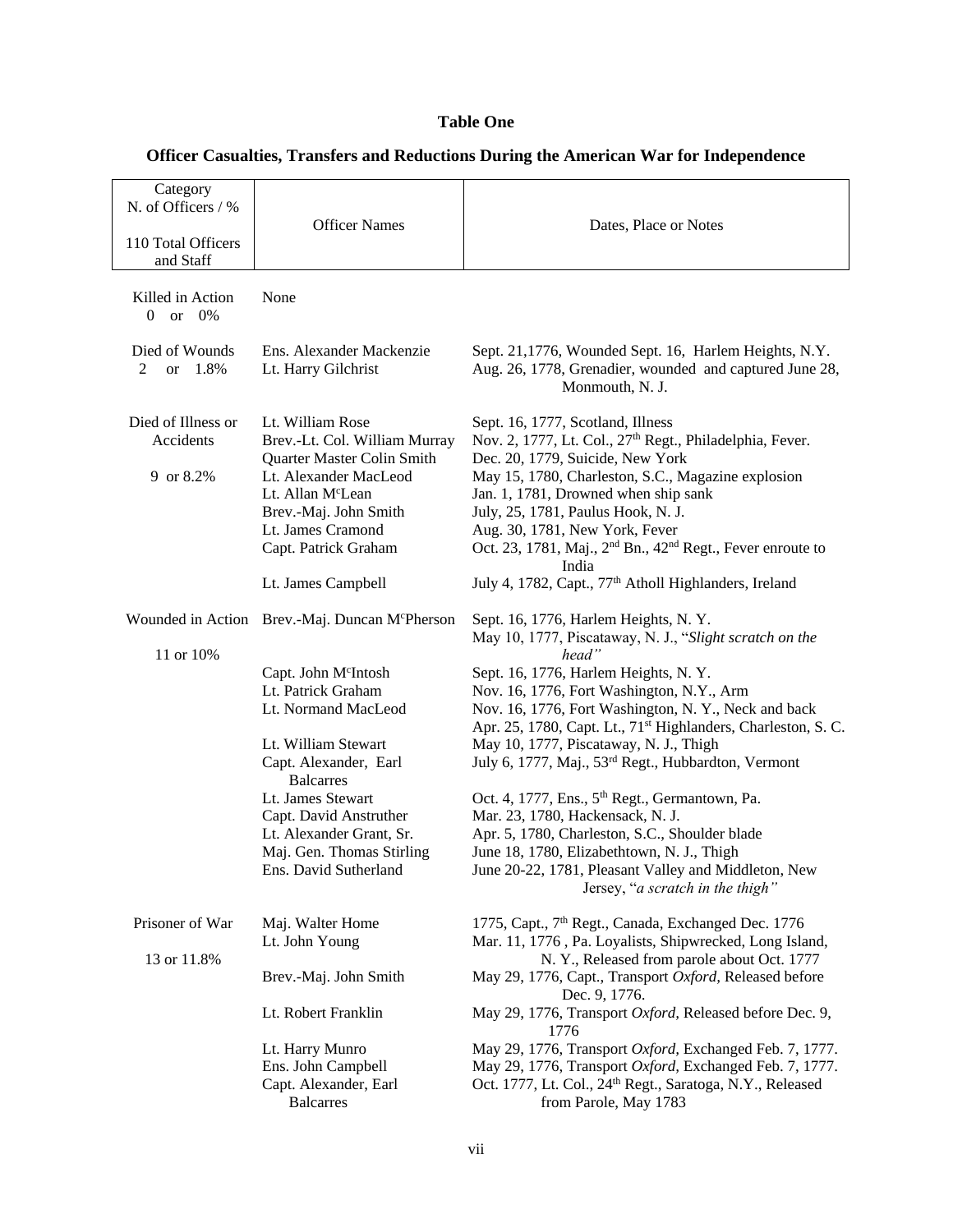**Table One**

**Officer Casualties, Transfers and Reductions During the American War for Independence**

| Category N. of Officers / % 110 Total Officers and Staff | Officer Names | Dates, Place or Notes |
|---|---|---|
| Killed in Action 0 or 0% | None | |
| Died of Wounds 2 or 1.8% | Ens. Alexander Mackenzie | Sept. 21,1776, Wounded Sept. 16, Harlem Heights, N.Y. |
| | Lt. Harry Gilchrist | Aug. 26, 1778, Grenadier, wounded and captured June 28, Monmouth, N. J. |
| Died of Illness or Accidents 9 or 8.2% | Lt. William Rose | Sept. 16, 1777, Scotland, Illness |
| | Brev.-Lt. Col. William Murray | Nov. 2, 1777, Lt. Col., 27th Regt., Philadelphia, Fever. |
| | Quarter Master Colin Smith | Dec. 20, 1779, Suicide, New York |
| | Lt. Alexander MacLeod | May 15, 1780, Charleston, S.C., Magazine explosion |
| | Lt. Allan McLean | Jan. 1, 1781, Drowned when ship sank |
| | Brev.-Maj. John Smith | July, 25, 1781, Paulus Hook, N. J. |
| | Lt. James Cramond | Aug. 30, 1781, New York, Fever |
| | Capt. Patrick Graham | Oct. 23, 1781, Maj., 2nd Bn., 42nd Regt., Fever enroute to India |
| | Lt. James Campbell | July 4, 1782, Capt., 77th Atholl Highlanders, Ireland |
| Wounded in Action 11 or 10% | Brev.-Maj. Duncan McPherson | Sept. 16, 1776, Harlem Heights, N. Y. May 10, 1777, Piscataway, N. J., "*Slight scratch on the head*" |
| | Capt. John McIntosh | Sept. 16, 1776, Harlem Heights, N. Y. |
| | Lt. Patrick Graham | Nov. 16, 1776, Fort Washington, N.Y., Arm |
| | Lt. Normand MacLeod | Nov. 16, 1776, Fort Washington, N. Y., Neck and back Apr. 25, 1780, Capt. Lt., 71st Highlanders, Charleston, S. C. |
| | Lt. William Stewart | May 10, 1777, Piscataway, N. J., Thigh |
| | Capt. Alexander, Earl Balcarres | July 6, 1777, Maj., 53rd Regt., Hubbardton, Vermont |
| | Lt. James Stewart | Oct. 4, 1777, Ens., 5th Regt., Germantown, Pa. |
| | Capt. David Anstruther | Mar. 23, 1780, Hackensack, N. J. |
| | Lt. Alexander Grant, Sr. | Apr. 5, 1780, Charleston, S.C., Shoulder blade |
| | Maj. Gen. Thomas Stirling | June 18, 1780, Elizabethtown, N. J., Thigh |
| | Ens. David Sutherland | June 20-22, 1781, Pleasant Valley and Middleton, New Jersey, "*a scratch in the thigh*" |
| Prisoner of War 13 or 11.8% | Maj. Walter Home | 1775, Capt., 7th Regt., Canada, Exchanged Dec. 1776 |
| | Lt. John Young | Mar. 11, 1776 , Pa. Loyalists, Shipwrecked, Long Island, N. Y., Released from parole about Oct. 1777 |
| | Brev.-Maj. John Smith | May 29, 1776, Capt., Transport *Oxford*, Released before Dec. 9, 1776. |
| | Lt. Robert Franklin | May 29, 1776, Transport *Oxford*, Released before Dec. 9, 1776 |
| | Lt. Harry Munro | May 29, 1776, Transport *Oxford*, Exchanged Feb. 7, 1777. |
| | Ens. John Campbell | May 29, 1776, Transport *Oxford*, Exchanged Feb. 7, 1777. |
| | Capt. Alexander, Earl Balcarres | Oct. 1777, Lt. Col., 24th Regt., Saratoga, N.Y., Released from Parole, May 1783 |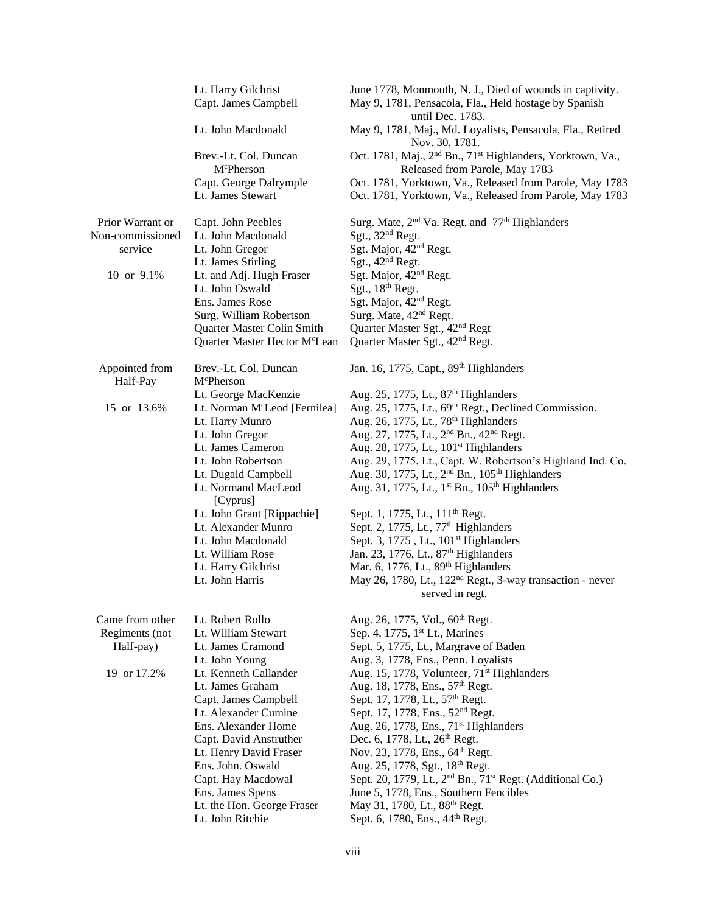| | | |
|---|---|---|
| | Lt. Harry Gilchrist | June 1778, Monmouth, N. J., Died of wounds in captivity. |
| | Capt. James Campbell | May 9, 1781, Pensacola, Fla., Held hostage by Spanish until Dec. 1783. |
| | Lt. John Macdonald | May 9, 1781, Maj., Md. Loyalists, Pensacola, Fla., Retired Nov. 30, 1781. |
| | Brev.-Lt. Col. Duncan M^c^Pherson | Oct. 1781, Maj., 2nd Bn., 71st Highlanders, Yorktown, Va., Released from Parole, May 1783 |
| | Capt. George Dalrymple | Oct. 1781, Yorktown, Va., Released from Parole, May 1783 |
| | Lt. James Stewart | Oct. 1781, Yorktown, Va., Released from Parole, May 1783 |
| Prior Warrant or Non-commissioned service<br><br>10 or 9.1% | Capt. John Peebles | Surg. Mate, 2nd Va. Regt. and 77th Highlanders |
| | Lt. John Macdonald | Sgt., 32nd Regt. |
| | Lt. John Gregor | Sgt. Major, 42nd Regt. |
| | Lt. James Stirling | Sgt., 42nd Regt. |
| | Lt. and Adj. Hugh Fraser | Sgt. Major, 42nd Regt. |
| | Lt. John Oswald | Sgt., 18th Regt. |
| | Ens. James Rose | Sgt. Major, 42nd Regt. |
| | Surg. William Robertson | Surg. Mate, 42nd Regt. |
| | Quarter Master Colin Smith | Quarter Master Sgt., 42nd Regt |
| | Quarter Master Hector McLean | Quarter Master Sgt., 42nd Regt. |
| Appointed from Half-Pay<br><br>15 or 13.6% | Brev.-Lt. Col. Duncan McPherson | Jan. 16, 1775, Capt., 89th Highlanders |
| | Lt. George MacKenzie | Aug. 25, 1775, Lt., 87th Highlanders |
| | Lt. Norman McLeod [Fernilea] | Aug. 25, 1775, Lt., 69th Regt., Declined Commission. |
| | Lt. Harry Munro | Aug. 26, 1775, Lt., 78th Highlanders |
| | Lt. John Gregor | Aug. 27, 1775, Lt., 2nd Bn., 42nd Regt. |
| | Lt. James Cameron | Aug. 28, 1775, Lt., 101st Highlanders |
| | Lt. John Robertson | Aug. 29, 1775, Lt., Capt. W. Robertson's Highland Ind. Co. |
| | Lt. Dugald Campbell | Aug. 30, 1775, Lt., 2nd Bn., 105th Highlanders |
| | Lt. Normand MacLeod [Cyprus] | Aug. 31, 1775, Lt., 1st Bn., 105th Highlanders |
| | Lt. John Grant [Rippachie] | Sept. 1, 1775, Lt., 111th Regt. |
| | Lt. Alexander Munro | Sept. 2, 1775, Lt., 77th Highlanders |
| | Lt. John Macdonald | Sept. 3, 1775 , Lt., 101st Highlanders |
| | Lt. William Rose | Jan. 23, 1776, Lt., 87th Highlanders |
| | Lt. Harry Gilchrist | Mar. 6, 1776, Lt., 89th Highlanders |
| | Lt. John Harris | May 26, 1780, Lt., 122nd Regt., 3-way transaction - never served in regt. |
| Came from other Regiments (not Half-pay)<br><br>19 or 17.2% | Lt. Robert Rollo | Aug. 26, 1775, Vol., 60th Regt. |
| | Lt. William Stewart | Sep. 4, 1775, 1st Lt., Marines |
| | Lt. James Cramond | Sept. 5, 1775, Lt., Margrave of Baden |
| | Lt. John Young | Aug. 3, 1778, Ens., Penn. Loyalists |
| | Lt. Kenneth Callander | Aug. 15, 1778, Volunteer, 71st Highlanders |
| | Lt. James Graham | Aug. 18, 1778, Ens., 57th Regt. |
| | Capt. James Campbell | Sept. 17, 1778, Lt., 57th Regt. |
| | Lt. Alexander Cumine | Sept. 17, 1778, Ens., 52nd Regt. |
| | Ens. Alexander Home | Aug. 26, 1778, Ens., 71st Highlanders |
| | Capt. David Anstruther | Dec. 6, 1778, Lt., 26th Regt. |
| | Lt. Henry David Fraser | Nov. 23, 1778, Ens., 64th Regt. |
| | Ens. John. Oswald | Aug. 25, 1778, Sgt., 18th Regt. |
| | Capt. Hay Macdowal | Sept. 20, 1779, Lt., 2nd Bn., 71st Regt. (Additional Co.) |
| | Ens. James Spens | June 5, 1778, Ens., Southern Fencibles |
| | Lt. the Hon. George Fraser | May 31, 1780, Lt., 88th Regt. |
| | Lt. John Ritchie | Sept. 6, 1780, Ens., 44th Regt. |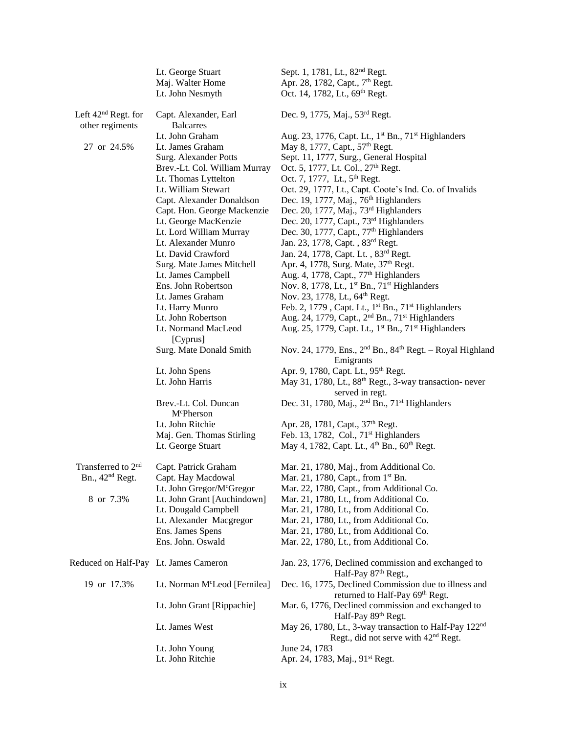| | | |
|---|---|---|
| | Lt. George Stuart | Sept. 1, 1781, Lt., 82nd Regt. |
| | Maj. Walter Home | Apr. 28, 1782, Capt., 7th Regt. |
| | Lt. John Nesmyth | Oct. 14, 1782, Lt., 69th Regt. |
| Left 42nd Regt. for other regiments | Capt. Alexander, Earl Balcarres | Dec. 9, 1775, Maj., 53rd Regt. |
| | Lt. John Graham | Aug. 23, 1776, Capt. Lt., 1st Bn., 71st Highlanders |
| 27 or 24.5% | Lt. James Graham | May 8, 1777, Capt., 57th Regt. |
| | Surg. Alexander Potts | Sept. 11, 1777, Surg., General Hospital |
| | Brev.-Lt. Col. William Murray | Oct. 5, 1777, Lt. Col., 27th Regt. |
| | Lt. Thomas Lyttelton | Oct. 7, 1777, Lt., 5th Regt. |
| | Lt. William Stewart | Oct. 29, 1777, Lt., Capt. Coote's Ind. Co. of Invalids |
| | Capt. Alexander Donaldson | Dec. 19, 1777, Maj., 76th Highlanders |
| | Capt. Hon. George Mackenzie | Dec. 20, 1777, Maj., 73rd Highlanders |
| | Lt. George MacKenzie | Dec. 20, 1777, Capt., 73rd Highlanders |
| | Lt. Lord William Murray | Dec. 30, 1777, Capt., 77th Highlanders |
| | Lt. Alexander Munro | Jan. 23, 1778, Capt. , 83rd Regt. |
| | Lt. David Crawford | Jan. 24, 1778, Capt. Lt. , 83rd Regt. |
| | Surg. Mate James Mitchell | Apr. 4, 1778, Surg. Mate, 37th Regt. |
| | Lt. James Campbell | Aug. 4, 1778, Capt., 77th Highlanders |
| | Ens. John Robertson | Nov. 8, 1778, Lt., 1st Bn., 71st Highlanders |
| | Lt. James Graham | Nov. 23, 1778, Lt., 64th Regt. |
| | Lt. Harry Munro | Feb. 2, 1779 , Capt. Lt., 1st Bn., 71st Highlanders |
| | Lt. John Robertson | Aug. 24, 1779, Capt., 2nd Bn., 71st Highlanders |
| | Lt. Normand MacLeod [Cyprus] | Aug. 25, 1779, Capt. Lt., 1st Bn., 71st Highlanders |
| | Surg. Mate Donald Smith | Nov. 24, 1779, Ens., 2nd Bn., 84th Regt. – Royal Highland Emigrants |
| | Lt. John Spens | Apr. 9, 1780, Capt. Lt., 95th Regt. |
| | Lt. John Harris | May 31, 1780, Lt., 88th Regt., 3-way transaction- never served in regt. |
| | Brev.-Lt. Col. Duncan McPherson | Dec. 31, 1780, Maj., 2nd Bn., 71st Highlanders |
| | Lt. John Ritchie | Apr. 28, 1781, Capt., 37th Regt. |
| | Maj. Gen. Thomas Stirling | Feb. 13, 1782, Col., 71st Highlanders |
| | Lt. George Stuart | May 4, 1782, Capt. Lt., 4th Bn., 60th Regt. |
| Transferred to 2nd Bn., 42nd Regt. | Capt. Patrick Graham | Mar. 21, 1780, Maj., from Additional Co. |
| | Capt. Hay Macdowal | Mar. 21, 1780, Capt., from 1st Bn. |
| | Lt. John Gregor/McGregor | Mar. 22, 1780, Capt., from Additional Co. |
| 8 or 7.3% | Lt. John Grant [Auchindown] | Mar. 21, 1780, Lt., from Additional Co. |
| | Lt. Dougald Campbell | Mar. 21, 1780, Lt., from Additional Co. |
| | Lt. Alexander Macgregor | Mar. 21, 1780, Lt., from Additional Co. |
| | Ens. James Spens | Mar. 21, 1780, Lt., from Additional Co. |
| | Ens. John. Oswald | Mar. 22, 1780, Lt., from Additional Co. |
| Reduced on Half-Pay | Lt. James Cameron | Jan. 23, 1776, Declined commission and exchanged to Half-Pay 87th Regt., |
| 19 or 17.3% | Lt. Norman McLeod [Fernilea] | Dec. 16, 1775, Declined Commission due to illness and returned to Half-Pay 69th Regt. |
| | Lt. John Grant [Rippachie] | Mar. 6, 1776, Declined commission and exchanged to Half-Pay 89th Regt. |
| | Lt. James West | May 26, 1780, Lt., 3-way transaction to Half-Pay 122nd Regt., did not serve with 42nd Regt. |
| | Lt. John Young | June 24, 1783 |
| | Lt. John Ritchie | Apr. 24, 1783, Maj., 91st Regt. |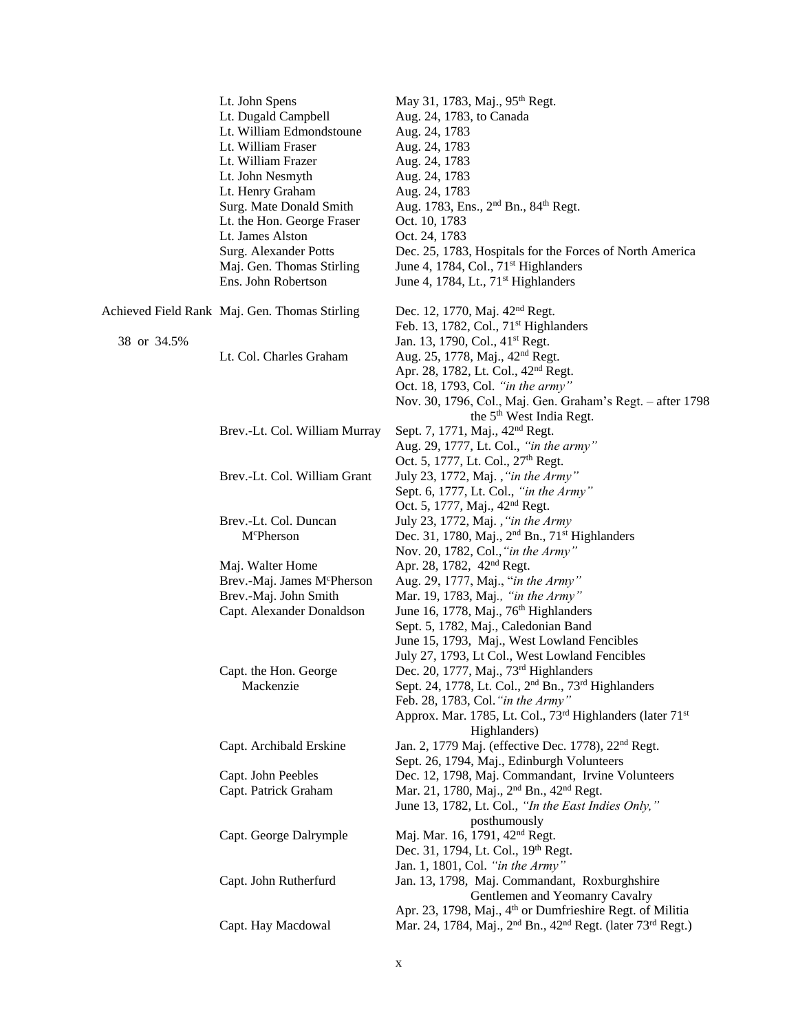| | | |
|---|---|---|
| | Lt. John Spens | May 31, 1783, Maj., 95th Regt. |
| | Lt. Dugald Campbell | Aug. 24, 1783, to Canada |
| | Lt. William Edmondstoune | Aug. 24, 1783 |
| | Lt. William Fraser | Aug. 24, 1783 |
| | Lt. William Frazer | Aug. 24, 1783 |
| | Lt. John Nesmyth | Aug. 24, 1783 |
| | Lt. Henry Graham | Aug. 24, 1783 |
| | Surg. Mate Donald Smith | Aug. 1783, Ens., 2nd Bn., 84th Regt. |
| | Lt. the Hon. George Fraser | Oct. 10, 1783 |
| | Lt. James Alston | Oct. 24, 1783 |
| | Surg. Alexander Potts | Dec. 25, 1783, Hospitals for the Forces of North America |
| | Maj. Gen. Thomas Stirling | June 4, 1784, Col., 71st Highlanders |
| | Ens. John Robertson | June 4, 1784, Lt., 71st Highlanders |
| Achieved Field Rank | Maj. Gen. Thomas Stirling | Dec. 12, 1770, Maj. 42nd Regt. |
| | | Feb. 13, 1782, Col., 71st Highlanders |
| 38 or 34.5% | | Jan. 13, 1790, Col., 41st Regt. |
| | Lt. Col. Charles Graham | Aug. 25, 1778, Maj., 42nd Regt. |
| | | Apr. 28, 1782, Lt. Col., 42nd Regt. |
| | | Oct. 18, 1793, Col. *"in the army"* |
| | | Nov. 30, 1796, Col., Maj. Gen. Graham's Regt. – after 1798 the 5th West India Regt. |
| | Brev.-Lt. Col. William Murray | Sept. 7, 1771, Maj., 42nd Regt. |
| | | Aug. 29, 1777, Lt. Col., *"in the army"* |
| | | Oct. 5, 1777, Lt. Col., 27th Regt. |
| | Brev.-Lt. Col. William Grant | July 23, 1772, Maj. ,*"in the Army"* |
| | | Sept. 6, 1777, Lt. Col., *"in the Army"* |
| | | Oct. 5, 1777, Maj., 42nd Regt. |
| | Brev.-Lt. Col. Duncan McPherson | July 23, 1772, Maj. ,*"in the Army* |
| | | Dec. 31, 1780, Maj., 2nd Bn., 71st Highlanders |
| | | Nov. 20, 1782, Col.,*"in the Army"* |
| | Maj. Walter Home | Apr. 28, 1782, 42nd Regt. |
| | Brev.-Maj. James McPherson | Aug. 29, 1777, Maj., "*in the Army"* |
| | Brev.-Maj. John Smith | Mar. 19, 1783, Maj*., "in the Army"* |
| | Capt. Alexander Donaldson | June 16, 1778, Maj., 76th Highlanders |
| | | Sept. 5, 1782, Maj., Caledonian Band |
| | | June 15, 1793, Maj., West Lowland Fencibles |
| | | July 27, 1793, Lt Col., West Lowland Fencibles |
| | Capt. the Hon. George Mackenzie | Dec. 20, 1777, Maj., 73rd Highlanders |
| | | Sept. 24, 1778, Lt. Col., 2nd Bn., 73rd Highlanders |
| | | Feb. 28, 1783, Col.*"in the Army"* |
| | | Approx. Mar. 1785, Lt. Col., 73rd Highlanders (later 71st Highlanders) |
| | Capt. Archibald Erskine | Jan. 2, 1779 Maj. (effective Dec. 1778), 22nd Regt. |
| | | Sept. 26, 1794, Maj., Edinburgh Volunteers |
| | Capt. John Peebles | Dec. 12, 1798, Maj. Commandant, Irvine Volunteers |
| | Capt. Patrick Graham | Mar. 21, 1780, Maj., 2nd Bn., 42nd Regt. |
| | | June 13, 1782, Lt. Col., *"In the East Indies Only,"* posthumously |
| | Capt. George Dalrymple | Maj. Mar. 16, 1791, 42nd Regt. |
| | | Dec. 31, 1794, Lt. Col., 19th Regt. |
| | | Jan. 1, 1801, Col. *"in the Army"* |
| | Capt. John Rutherfurd | Jan. 13, 1798, Maj. Commandant, Roxburghshire Gentlemen and Yeomanry Cavalry |
| | | Apr. 23, 1798, Maj., 4th or Dumfrieshire Regt. of Militia |
| | Capt. Hay Macdowal | Mar. 24, 1784, Maj., 2nd Bn., 42nd Regt. (later 73rd Regt.) |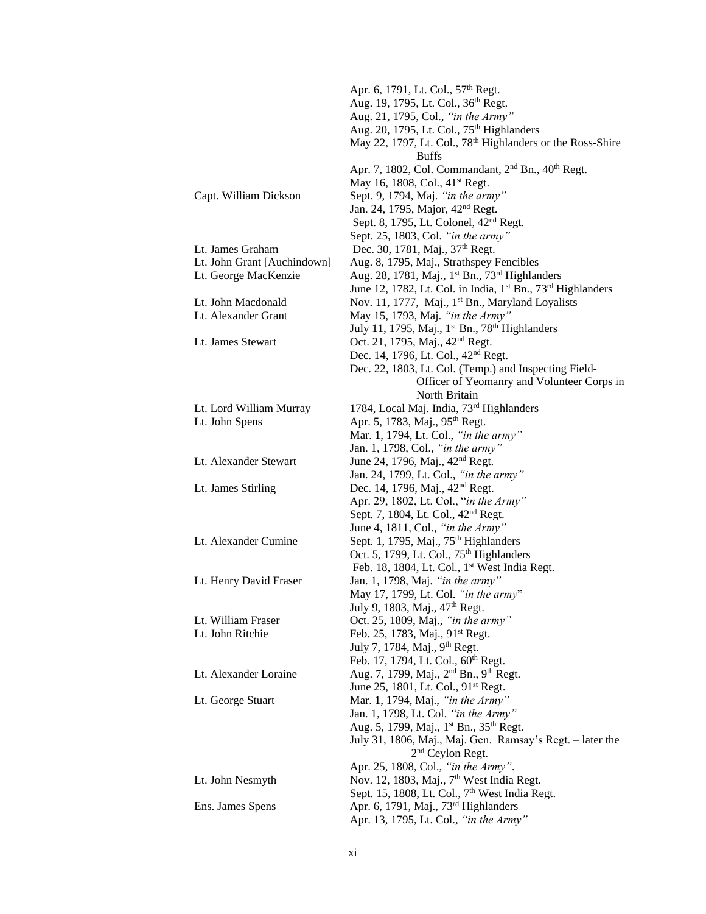| | |
|---|---|
| | Apr. 6, 1791, Lt. Col., 57th Regt. |
| | Aug. 19, 1795, Lt. Col., 36th Regt. |
| | Aug. 21, 1795, Col., *"in the Army"* |
| | Aug. 20, 1795, Lt. Col., 75th Highlanders |
| | May 22, 1797, Lt. Col., 78th Highlanders or the Ross-Shire Buffs |
| | Apr. 7, 1802, Col. Commandant, 2nd Bn., 40th Regt. |
| | May 16, 1808, Col., 41st Regt. |
| Capt. William Dickson | Sept. 9, 1794, Maj. *"in the army"* |
| | Jan. 24, 1795, Major, 42nd Regt. |
| | Sept. 8, 1795, Lt. Colonel, 42nd Regt. |
| | Sept. 25, 1803, Col. *"in the army"* |
| Lt. James Graham | Dec. 30, 1781, Maj., 37th Regt. |
| Lt. John Grant [Auchindown] | Aug. 8, 1795, Maj., Strathspey Fencibles |
| Lt. George MacKenzie | Aug. 28, 1781, Maj., 1st Bn., 73rd Highlanders |
| | June 12, 1782, Lt. Col. in India, 1st Bn., 73rd Highlanders |
| Lt. John Macdonald | Nov. 11, 1777, Maj., 1st Bn., Maryland Loyalists |
| Lt. Alexander Grant | May 15, 1793, Maj. *"in the Army"* |
| | July 11, 1795, Maj., 1st Bn., 78th Highlanders |
| Lt. James Stewart | Oct. 21, 1795, Maj., 42nd Regt. |
| | Dec. 14, 1796, Lt. Col., 42nd Regt. |
| | Dec. 22, 1803, Lt. Col. (Temp.) and Inspecting Field-Officer of Yeomanry and Volunteer Corps in North Britain |
| Lt. Lord William Murray | 1784, Local Maj. India, 73rd Highlanders |
| Lt. John Spens | Apr. 5, 1783, Maj., 95th Regt. |
| | Mar. 1, 1794, Lt. Col., *"in the army"* |
| | Jan. 1, 1798, Col., *"in the army"* |
| Lt. Alexander Stewart | June 24, 1796, Maj., 42nd Regt. |
| | Jan. 24, 1799, Lt. Col., *"in the army"* |
| Lt. James Stirling | Dec. 14, 1796, Maj., 42nd Regt. |
| | Apr. 29, 1802, Lt. Col., "*in the Army"* |
| | Sept. 7, 1804, Lt. Col., 42nd Regt. |
| | June 4, 1811, Col., *"in the Army"* |
| Lt. Alexander Cumine | Sept. 1, 1795, Maj., 75th Highlanders |
| | Oct. 5, 1799, Lt. Col., 75th Highlanders |
| | Feb. 18, 1804, Lt. Col., 1st West India Regt. |
| Lt. Henry David Fraser | Jan. 1, 1798, Maj. *"in the army"* |
| | May 17, 1799, Lt. Col. *"in the army*" |
| | July 9, 1803, Maj., 47th Regt. |
| Lt. William Fraser | Oct. 25, 1809, Maj., *"in the army"* |
| Lt. John Ritchie | Feb. 25, 1783, Maj., 91st Regt. |
| | July 7, 1784, Maj., 9th Regt. |
| | Feb. 17, 1794, Lt. Col., 60th Regt. |
| Lt. Alexander Loraine | Aug. 7, 1799, Maj., 2nd Bn., 9th Regt. |
| | June 25, 1801, Lt. Col., 91st Regt. |
| Lt. George Stuart | Mar. 1, 1794, Maj., *"in the Army"* |
| | Jan. 1, 1798, Lt. Col. *"in the Army"* |
| | Aug. 5, 1799, Maj., 1st Bn., 35th Regt. |
| | July 31, 1806, Maj., Maj. Gen. Ramsay's Regt. – later the 2nd Ceylon Regt. |
| | Apr. 25, 1808, Col., *"in the Army"*. |
| Lt. John Nesmyth | Nov. 12, 1803, Maj., 7th West India Regt. |
| | Sept. 15, 1808, Lt. Col., 7th West India Regt. |
| Ens. James Spens | Apr. 6, 1791, Maj., 73rd Highlanders |
| | Apr. 13, 1795, Lt. Col., *"in the Army"* |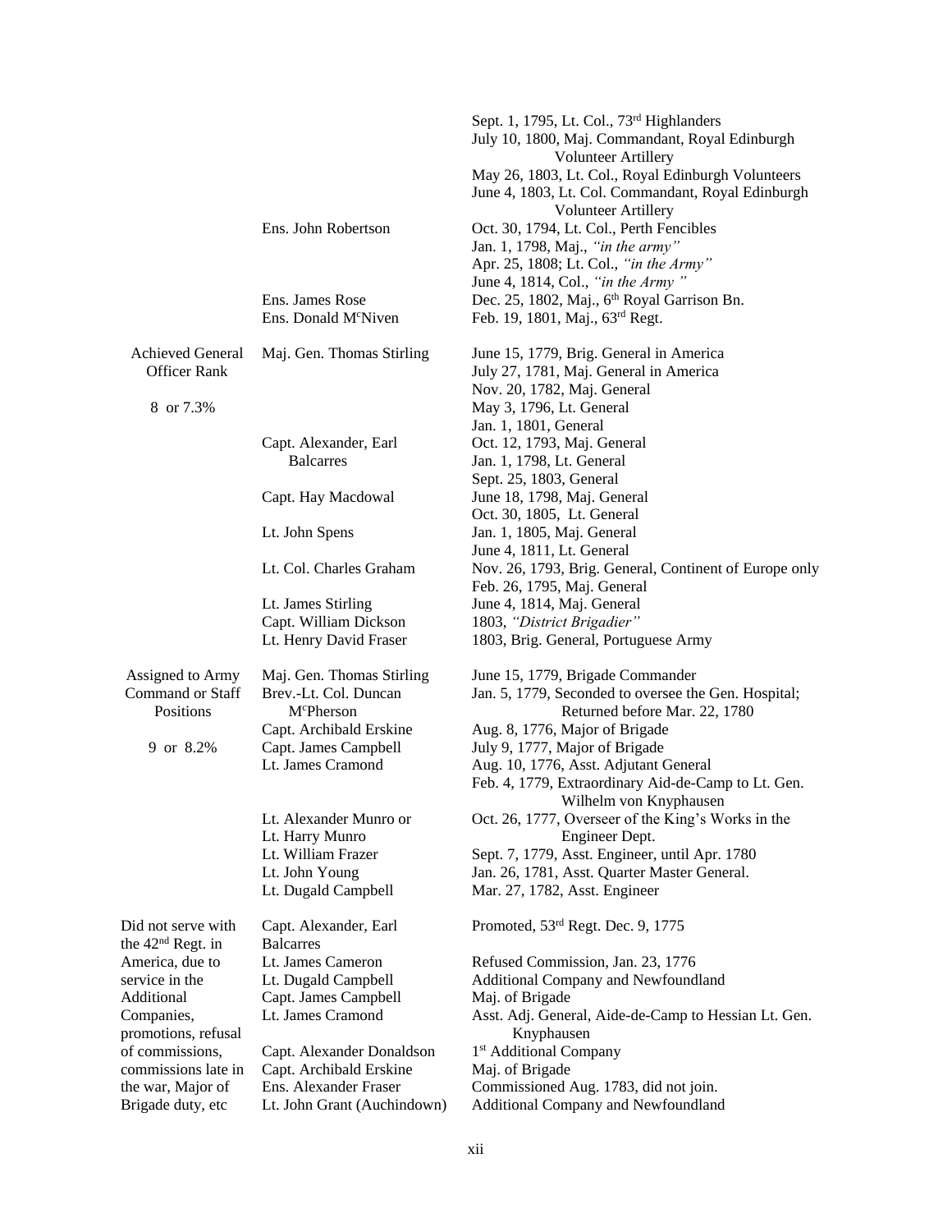| | | |
|---|---|---|
| | | Sept. 1, 1795, Lt. Col., 73rd Highlanders |
| | | July 10, 1800, Maj. Commandant, Royal Edinburgh Volunteer Artillery |
| | | May 26, 1803, Lt. Col., Royal Edinburgh Volunteers |
| | | June 4, 1803, Lt. Col. Commandant, Royal Edinburgh Volunteer Artillery |
| | Ens. John Robertson | Oct. 30, 1794, Lt. Col., Perth Fencibles |
| | | Jan. 1, 1798, Maj., *"in the army"* |
| | | Apr. 25, 1808; Lt. Col., *"in the Army"* |
| | | June 4, 1814, Col., *"in the Army "* |
| | Ens. James Rose | Dec. 25, 1802, Maj., 6th Royal Garrison Bn. |
| | Ens. Donald McNiven | Feb. 19, 1801, Maj., 63rd Regt. |
| Achieved General Officer Rank | Maj. Gen. Thomas Stirling | June 15, 1779, Brig. General in America |
| | | July 27, 1781, Maj. General in America |
| | | Nov. 20, 1782, Maj. General |
| 8 or 7.3% | | May 3, 1796, Lt. General |
| | | Jan. 1, 1801, General |
| | Capt. Alexander, Earl Balcarres | Oct. 12, 1793, Maj. General |
| | | Jan. 1, 1798, Lt. General |
| | | Sept. 25, 1803, General |
| | Capt. Hay Macdowal | June 18, 1798, Maj. General |
| | | Oct. 30, 1805, Lt. General |
| | Lt. John Spens | Jan. 1, 1805, Maj. General |
| | | June 4, 1811, Lt. General |
| | Lt. Col. Charles Graham | Nov. 26, 1793, Brig. General, Continent of Europe only |
| | | Feb. 26, 1795, Maj. General |
| | Lt. James Stirling | June 4, 1814, Maj. General |
| | Capt. William Dickson | 1803, *"District Brigadier"* |
| | Lt. Henry David Fraser | 1803, Brig. General, Portuguese Army |
| Assigned to Army Command or Staff Positions | Maj. Gen. Thomas Stirling | June 15, 1779, Brigade Commander |
| | Brev.-Lt. Col. Duncan McPherson | Jan. 5, 1779, Seconded to oversee the Gen. Hospital; Returned before Mar. 22, 1780 |
| | Capt. Archibald Erskine | Aug. 8, 1776, Major of Brigade |
| 9 or 8.2% | Capt. James Campbell | July 9, 1777, Major of Brigade |
| | Lt. James Cramond | Aug. 10, 1776, Asst. Adjutant General |
| | | Feb. 4, 1779, Extraordinary Aid-de-Camp to Lt. Gen. Wilhelm von Knyphausen |
| | Lt. Alexander Munro or Lt. Harry Munro | Oct. 26, 1777, Overseer of the King's Works in the Engineer Dept. |
| | Lt. William Frazer | Sept. 7, 1779, Asst. Engineer, until Apr. 1780 |
| | Lt. John Young | Jan. 26, 1781, Asst. Quarter Master General. |
| | Lt. Dugald Campbell | Mar. 27, 1782, Asst. Engineer |
| Did not serve with the 42nd Regt. in America, due to service in the Additional Companies, promotions, refusal of commissions, commissions late in the war, Major of Brigade duty, etc | Capt. Alexander, Earl Balcarres | Promoted, 53rd Regt. Dec. 9, 1775 |
| | Lt. James Cameron | Refused Commission, Jan. 23, 1776 |
| | Lt. Dugald Campbell | Additional Company and Newfoundland |
| | Capt. James Campbell | Maj. of Brigade |
| | Lt. James Cramond | Asst. Adj. General, Aide-de-Camp to Hessian Lt. Gen. Knyphausen |
| | Capt. Alexander Donaldson | 1st Additional Company |
| | Capt. Archibald Erskine | Maj. of Brigade |
| | Ens. Alexander Fraser | Commissioned Aug. 1783, did not join. |
| | Lt. John Grant (Auchindown) | Additional Company and Newfoundland |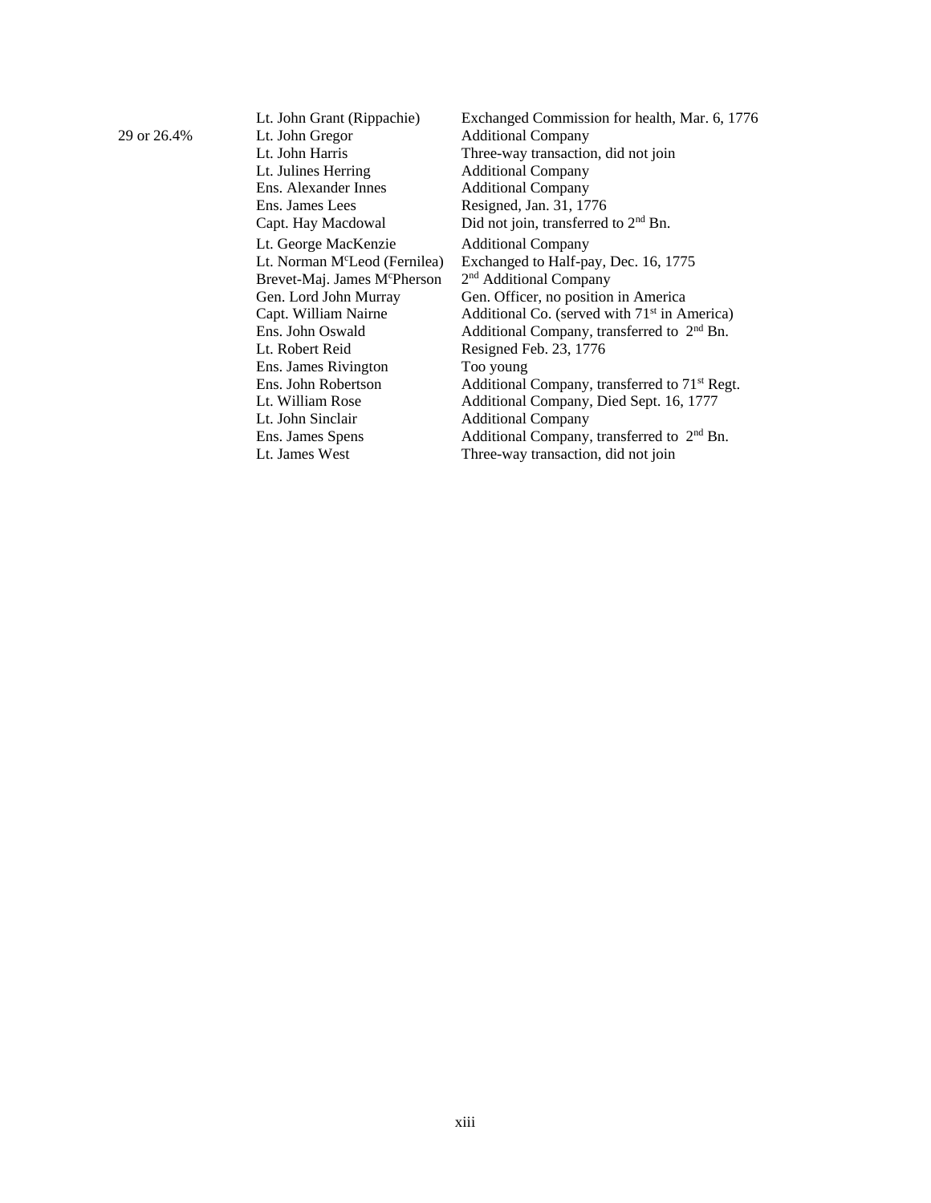| | | |
|---|---|---|
| | Lt. John Grant (Rippachie) | Exchanged Commission for health, Mar. 6, 1776 |
| 29 or 26.4% | Lt. John Gregor | Additional Company |
| | Lt. John Harris | Three-way transaction, did not join |
| | Lt. Julines Herring | Additional Company |
| | Ens. Alexander Innes | Additional Company |
| | Ens. James Lees | Resigned, Jan. 31, 1776 |
| | Capt. Hay Macdowal | Did not join, transferred to 2nd Bn. |
| | Lt. George MacKenzie | Additional Company |
| | Lt. Norman McLeod (Fernilea) | Exchanged to Half-pay, Dec. 16, 1775 |
| | Brevet-Maj. James McPherson | 2nd Additional Company |
| | Gen. Lord John Murray | Gen. Officer, no position in America |
| | Capt. William Nairne | Additional Co. (served with 71st in America) |
| | Ens. John Oswald | Additional Company, transferred to 2nd Bn. |
| | Lt. Robert Reid | Resigned Feb. 23, 1776 |
| | Ens. James Rivington | Too young |
| | Ens. John Robertson | Additional Company, transferred to 71st Regt. |
| | Lt. William Rose | Additional Company, Died Sept. 16, 1777 |
| | Lt. John Sinclair | Additional Company |
| | Ens. James Spens | Additional Company, transferred to 2nd Bn. |
| | Lt. James West | Three-way transaction, did not join |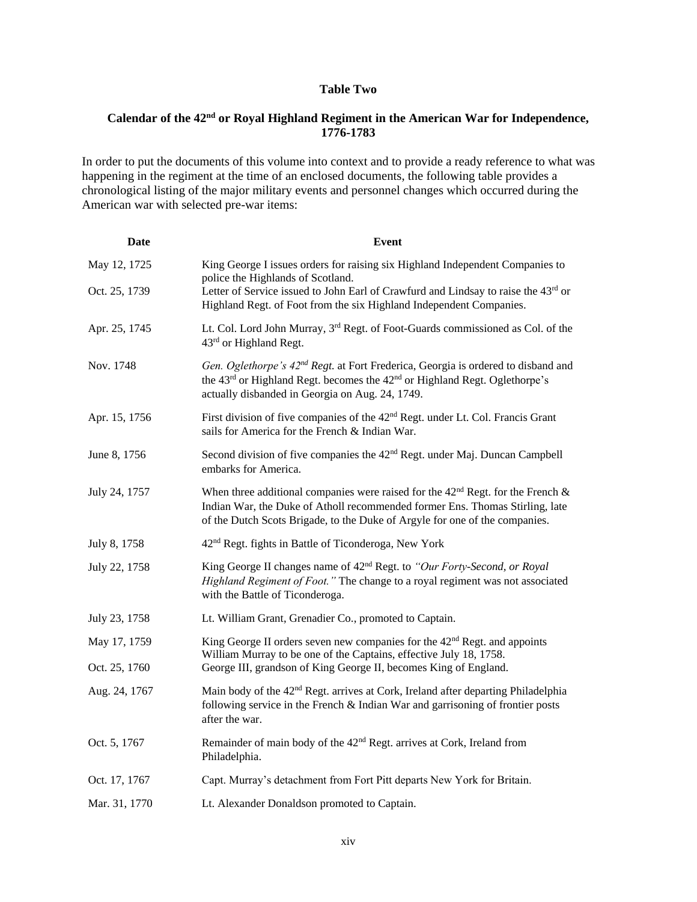**Table Two**

**Calendar of the 42nd or Royal Highland Regiment in the American War for Independence, 1776-1783**

In order to put the documents of this volume into context and to provide a ready reference to what was happening in the regiment at the time of an enclosed documents, the following table provides a chronological listing of the major military events and personnel changes which occurred during the American war with selected pre-war items:

| Date | Event |
|---|---|
| May 12, 1725 | King George I issues orders for raising six Highland Independent Companies to police the Highlands of Scotland. |
| Oct. 25, 1739 | Letter of Service issued to John Earl of Crawfurd and Lindsay to raise the 43rd or Highland Regt. of Foot from the six Highland Independent Companies. |
| Apr. 25, 1745 | Lt. Col. Lord John Murray, 3rd Regt. of Foot-Guards commissioned as Col. of the 43rd or Highland Regt. |
| Nov. 1748 | *Gen. Oglethorpe's 42nd Regt.* at Fort Frederica, Georgia is ordered to disband and the 43rd or Highland Regt. becomes the 42nd or Highland Regt. Oglethorpe's actually disbanded in Georgia on Aug. 24, 1749. |
| Apr. 15, 1756 | First division of five companies of the 42nd Regt. under Lt. Col. Francis Grant sails for America for the French & Indian War. |
| June 8, 1756 | Second division of five companies the 42nd Regt. under Maj. Duncan Campbell embarks for America. |
| July 24, 1757 | When three additional companies were raised for the 42nd Regt. for the French & Indian War, the Duke of Atholl recommended former Ens. Thomas Stirling, late of the Dutch Scots Brigade, to the Duke of Argyle for one of the companies. |
| July 8, 1758 | 42nd Regt. fights in Battle of Ticonderoga, New York |
| July 22, 1758 | King George II changes name of 42nd Regt. to *"Our Forty-Second, or Royal Highland Regiment of Foot."* The change to a royal regiment was not associated with the Battle of Ticonderoga. |
| July 23, 1758 | Lt. William Grant, Grenadier Co., promoted to Captain. |
| May 17, 1759 | King George II orders seven new companies for the 42nd Regt. and appoints William Murray to be one of the Captains, effective July 18, 1758. |
| Oct. 25, 1760 | George III, grandson of King George II, becomes King of England. |
| Aug. 24, 1767 | Main body of the 42nd Regt. arrives at Cork, Ireland after departing Philadelphia following service in the French & Indian War and garrisoning of frontier posts after the war. |
| Oct. 5, 1767 | Remainder of main body of the 42nd Regt. arrives at Cork, Ireland from Philadelphia. |
| Oct. 17, 1767 | Capt. Murray's detachment from Fort Pitt departs New York for Britain. |
| Mar. 31, 1770 | Lt. Alexander Donaldson promoted to Captain. |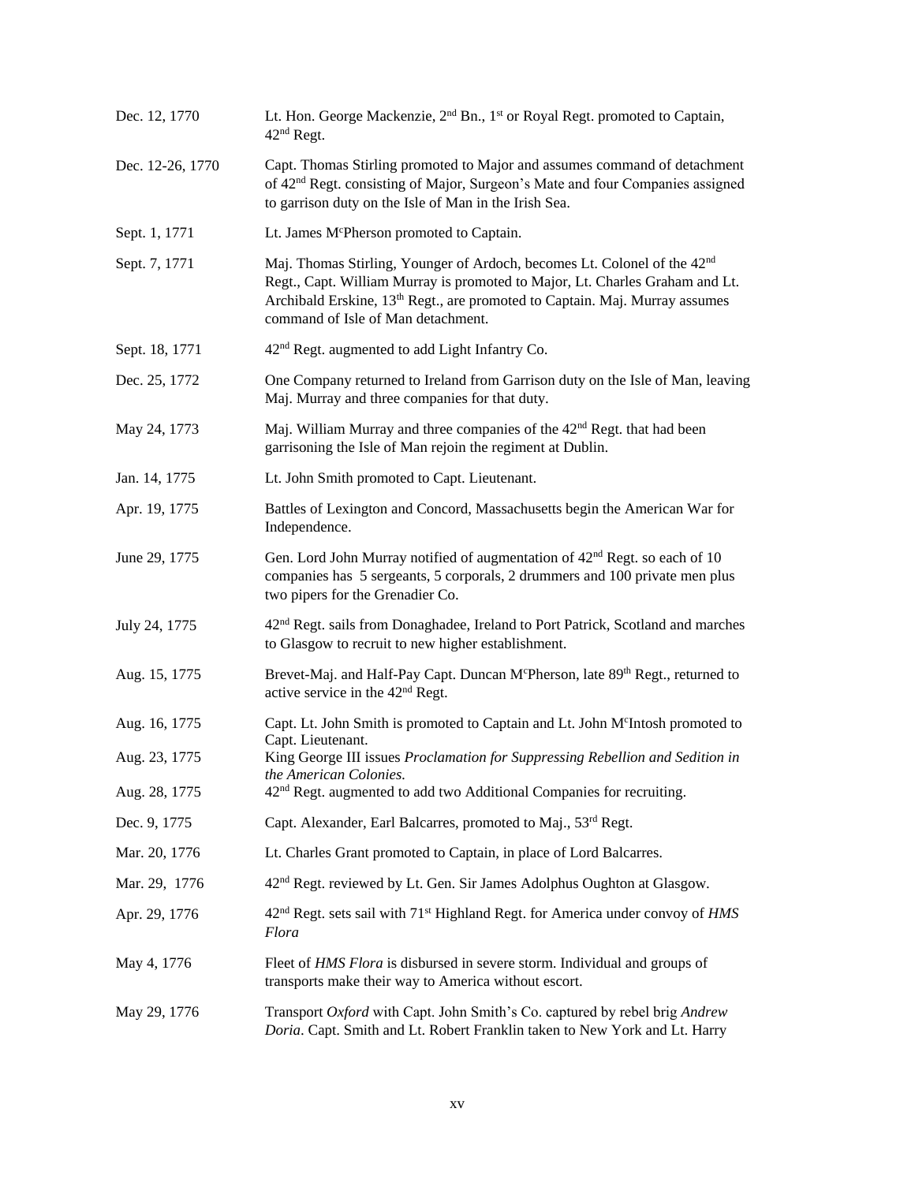| | |
|---|---|
| Dec. 12, 1770 | Lt. Hon. George Mackenzie, 2nd Bn., 1st or Royal Regt. promoted to Captain, 42nd Regt. |
| Dec. 12-26, 1770 | Capt. Thomas Stirling promoted to Major and assumes command of detachment of 42nd Regt. consisting of Major, Surgeon's Mate and four Companies assigned to garrison duty on the Isle of Man in the Irish Sea. |
| Sept. 1, 1771 | Lt. James McPherson promoted to Captain. |
| Sept. 7, 1771 | Maj. Thomas Stirling, Younger of Ardoch, becomes Lt. Colonel of the 42nd Regt., Capt. William Murray is promoted to Major, Lt. Charles Graham and Lt. Archibald Erskine, 13th Regt., are promoted to Captain. Maj. Murray assumes command of Isle of Man detachment. |
| Sept. 18, 1771 | 42nd Regt. augmented to add Light Infantry Co. |
| Dec. 25, 1772 | One Company returned to Ireland from Garrison duty on the Isle of Man, leaving Maj. Murray and three companies for that duty. |
| May 24, 1773 | Maj. William Murray and three companies of the 42nd Regt. that had been garrisoning the Isle of Man rejoin the regiment at Dublin. |
| Jan. 14, 1775 | Lt. John Smith promoted to Capt. Lieutenant. |
| Apr. 19, 1775 | Battles of Lexington and Concord, Massachusetts begin the American War for Independence. |
| June 29, 1775 | Gen. Lord John Murray notified of augmentation of 42nd Regt. so each of 10 companies has 5 sergeants, 5 corporals, 2 drummers and 100 private men plus two pipers for the Grenadier Co. |
| July 24, 1775 | 42nd Regt. sails from Donaghadee, Ireland to Port Patrick, Scotland and marches to Glasgow to recruit to new higher establishment. |
| Aug. 15, 1775 | Brevet-Maj. and Half-Pay Capt. Duncan McPherson, late 89th Regt., returned to active service in the 42nd Regt. |
| Aug. 16, 1775 | Capt. Lt. John Smith is promoted to Captain and Lt. John McIntosh promoted to Capt. Lieutenant. |
| Aug. 23, 1775 | King George III issues *Proclamation for Suppressing Rebellion and Sedition in the American Colonies.* |
| Aug. 28, 1775 | 42nd Regt. augmented to add two Additional Companies for recruiting. |
| Dec. 9, 1775 | Capt. Alexander, Earl Balcarres, promoted to Maj., 53rd Regt. |
| Mar. 20, 1776 | Lt. Charles Grant promoted to Captain, in place of Lord Balcarres. |
| Mar. 29, 1776 | 42nd Regt. reviewed by Lt. Gen. Sir James Adolphus Oughton at Glasgow. |
| Apr. 29, 1776 | 42nd Regt. sets sail with 71st Highland Regt. for America under convoy of *HMS Flora* |
| May 4, 1776 | Fleet of *HMS Flora* is disbursed in severe storm. Individual and groups of transports make their way to America without escort. |
| May 29, 1776 | Transport *Oxford* with Capt. John Smith's Co. captured by rebel brig *Andrew Doria*. Capt. Smith and Lt. Robert Franklin taken to New York and Lt. Harry |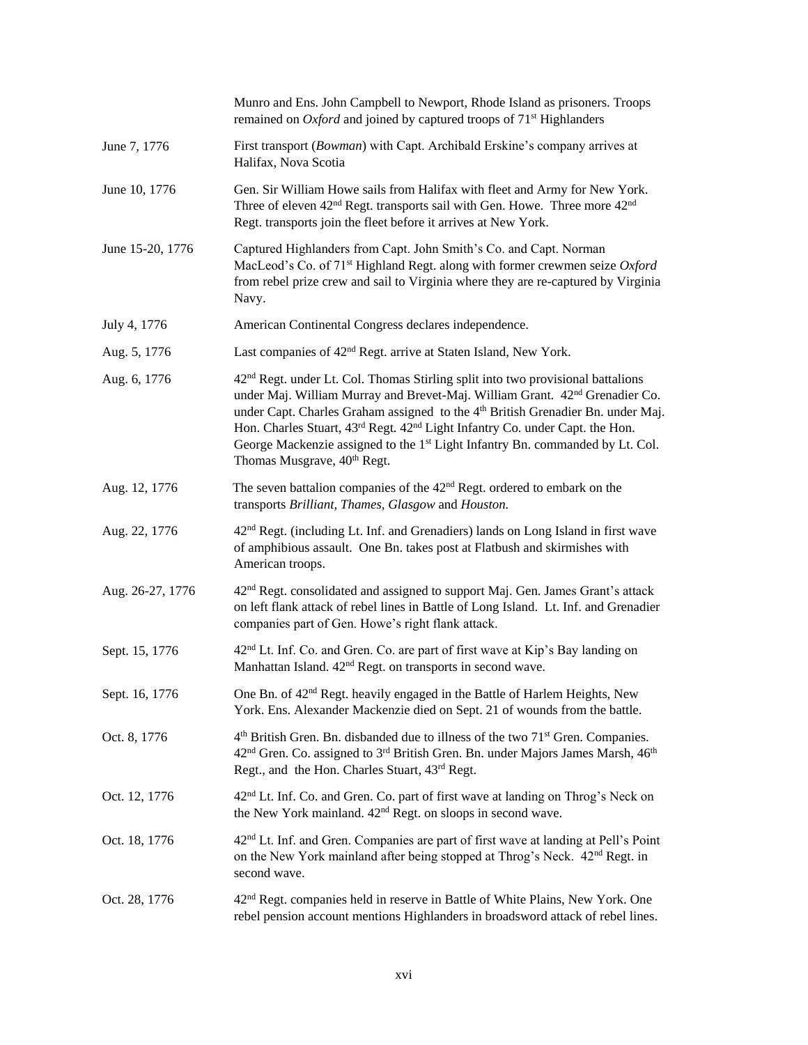| | |
|---|---|
| | Munro and Ens. John Campbell to Newport, Rhode Island as prisoners. Troops remained on *Oxford* and joined by captured troops of 71st Highlanders |
| June 7, 1776 | First transport (*Bowman*) with Capt. Archibald Erskine's company arrives at Halifax, Nova Scotia |
| June 10, 1776 | Gen. Sir William Howe sails from Halifax with fleet and Army for New York. Three of eleven 42nd Regt. transports sail with Gen. Howe. Three more 42nd Regt. transports join the fleet before it arrives at New York. |
| June 15-20, 1776 | Captured Highlanders from Capt. John Smith's Co. and Capt. Norman MacLeod's Co. of 71st Highland Regt. along with former crewmen seize *Oxford* from rebel prize crew and sail to Virginia where they are re-captured by Virginia Navy. |
| July 4, 1776 | American Continental Congress declares independence. |
| Aug. 5, 1776 | Last companies of 42nd Regt. arrive at Staten Island, New York. |
| Aug. 6, 1776 | 42nd Regt. under Lt. Col. Thomas Stirling split into two provisional battalions under Maj. William Murray and Brevet-Maj. William Grant. 42nd Grenadier Co. under Capt. Charles Graham assigned to the 4th British Grenadier Bn. under Maj. Hon. Charles Stuart, 43rd Regt. 42nd Light Infantry Co. under Capt. the Hon. George Mackenzie assigned to the 1st Light Infantry Bn. commanded by Lt. Col. Thomas Musgrave, 40th Regt. |
| Aug. 12, 1776 | The seven battalion companies of the 42nd Regt. ordered to embark on the transports *Brilliant, Thames, Glasgow* and *Houston.* |
| Aug. 22, 1776 | 42nd Regt. (including Lt. Inf. and Grenadiers) lands on Long Island in first wave of amphibious assault. One Bn. takes post at Flatbush and skirmishes with American troops. |
| Aug. 26-27, 1776 | 42nd Regt. consolidated and assigned to support Maj. Gen. James Grant's attack on left flank attack of rebel lines in Battle of Long Island. Lt. Inf. and Grenadier companies part of Gen. Howe's right flank attack. |
| Sept. 15, 1776 | 42nd Lt. Inf. Co. and Gren. Co. are part of first wave at Kip's Bay landing on Manhattan Island. 42nd Regt. on transports in second wave. |
| Sept. 16, 1776 | One Bn. of 42nd Regt. heavily engaged in the Battle of Harlem Heights, New York. Ens. Alexander Mackenzie died on Sept. 21 of wounds from the battle. |
| Oct. 8, 1776 | 4th British Gren. Bn. disbanded due to illness of the two 71st Gren. Companies. 42nd Gren. Co. assigned to 3rd British Gren. Bn. under Majors James Marsh, 46th Regt., and the Hon. Charles Stuart, 43rd Regt. |
| Oct. 12, 1776 | 42nd Lt. Inf. Co. and Gren. Co. part of first wave at landing on Throg's Neck on the New York mainland. 42nd Regt. on sloops in second wave. |
| Oct. 18, 1776 | 42nd Lt. Inf. and Gren. Companies are part of first wave at landing at Pell's Point on the New York mainland after being stopped at Throg's Neck. 42nd Regt. in second wave. |
| Oct. 28, 1776 | 42nd Regt. companies held in reserve in Battle of White Plains, New York. One rebel pension account mentions Highlanders in broadsword attack of rebel lines. |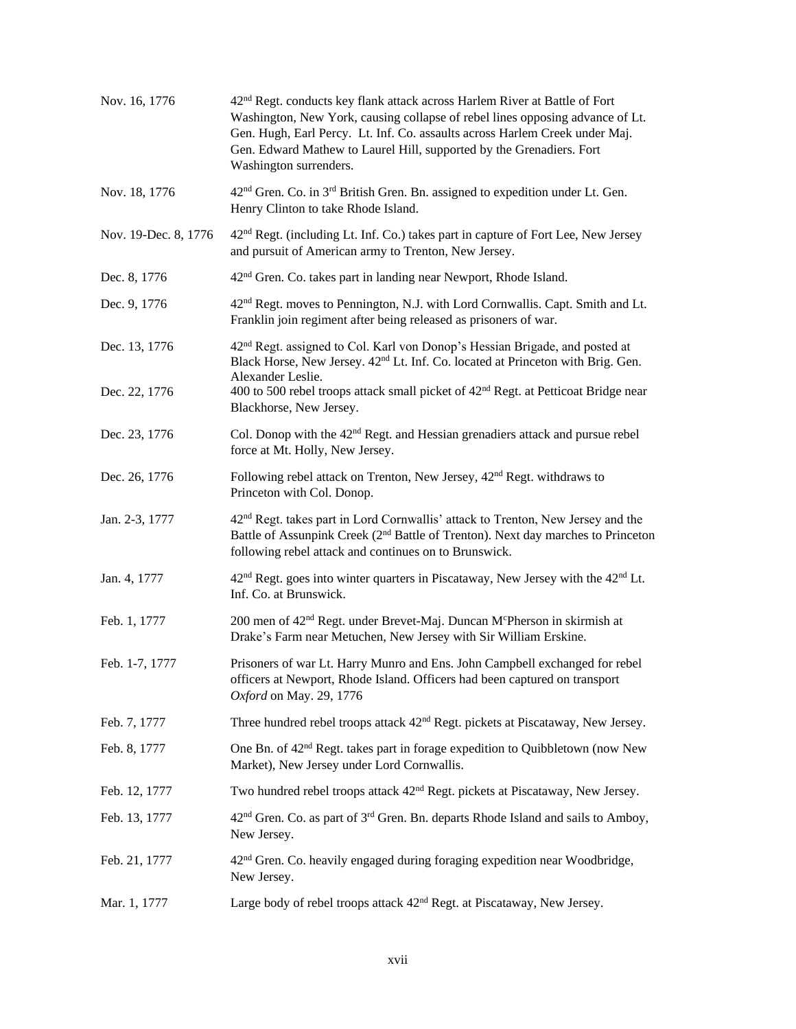| | |
|---|---|
| Nov. 16, 1776 | 42nd Regt. conducts key flank attack across Harlem River at Battle of Fort Washington, New York, causing collapse of rebel lines opposing advance of Lt. Gen. Hugh, Earl Percy. Lt. Inf. Co. assaults across Harlem Creek under Maj. Gen. Edward Mathew to Laurel Hill, supported by the Grenadiers. Fort Washington surrenders. |
| Nov. 18, 1776 | 42nd Gren. Co. in 3rd British Gren. Bn. assigned to expedition under Lt. Gen. Henry Clinton to take Rhode Island. |
| Nov. 19-Dec. 8, 1776 | 42nd Regt. (including Lt. Inf. Co.) takes part in capture of Fort Lee, New Jersey and pursuit of American army to Trenton, New Jersey. |
| Dec. 8, 1776 | 42nd Gren. Co. takes part in landing near Newport, Rhode Island. |
| Dec. 9, 1776 | 42nd Regt. moves to Pennington, N.J. with Lord Cornwallis. Capt. Smith and Lt. Franklin join regiment after being released as prisoners of war. |
| Dec. 13, 1776 | 42nd Regt. assigned to Col. Karl von Donop's Hessian Brigade, and posted at Black Horse, New Jersey. 42nd Lt. Inf. Co. located at Princeton with Brig. Gen. Alexander Leslie. |
| Dec. 22, 1776 | 400 to 500 rebel troops attack small picket of 42nd Regt. at Petticoat Bridge near Blackhorse, New Jersey. |
| Dec. 23, 1776 | Col. Donop with the 42nd Regt. and Hessian grenadiers attack and pursue rebel force at Mt. Holly, New Jersey. |
| Dec. 26, 1776 | Following rebel attack on Trenton, New Jersey, 42nd Regt. withdraws to Princeton with Col. Donop. |
| Jan. 2-3, 1777 | 42nd Regt. takes part in Lord Cornwallis' attack to Trenton, New Jersey and the Battle of Assunpink Creek (2nd Battle of Trenton). Next day marches to Princeton following rebel attack and continues on to Brunswick. |
| Jan. 4, 1777 | 42nd Regt. goes into winter quarters in Piscataway, New Jersey with the 42nd Lt. Inf. Co. at Brunswick. |
| Feb. 1, 1777 | 200 men of 42nd Regt. under Brevet-Maj. Duncan McPherson in skirmish at Drake's Farm near Metuchen, New Jersey with Sir William Erskine. |
| Feb. 1-7, 1777 | Prisoners of war Lt. Harry Munro and Ens. John Campbell exchanged for rebel officers at Newport, Rhode Island. Officers had been captured on transport *Oxford* on May. 29, 1776 |
| Feb. 7, 1777 | Three hundred rebel troops attack 42nd Regt. pickets at Piscataway, New Jersey. |
| Feb. 8, 1777 | One Bn. of 42nd Regt. takes part in forage expedition to Quibbletown (now New Market), New Jersey under Lord Cornwallis. |
| Feb. 12, 1777 | Two hundred rebel troops attack 42nd Regt. pickets at Piscataway, New Jersey. |
| Feb. 13, 1777 | 42nd Gren. Co. as part of 3rd Gren. Bn. departs Rhode Island and sails to Amboy, New Jersey. |
| Feb. 21, 1777 | 42nd Gren. Co. heavily engaged during foraging expedition near Woodbridge, New Jersey. |
| Mar. 1, 1777 | Large body of rebel troops attack 42nd Regt. at Piscataway, New Jersey. |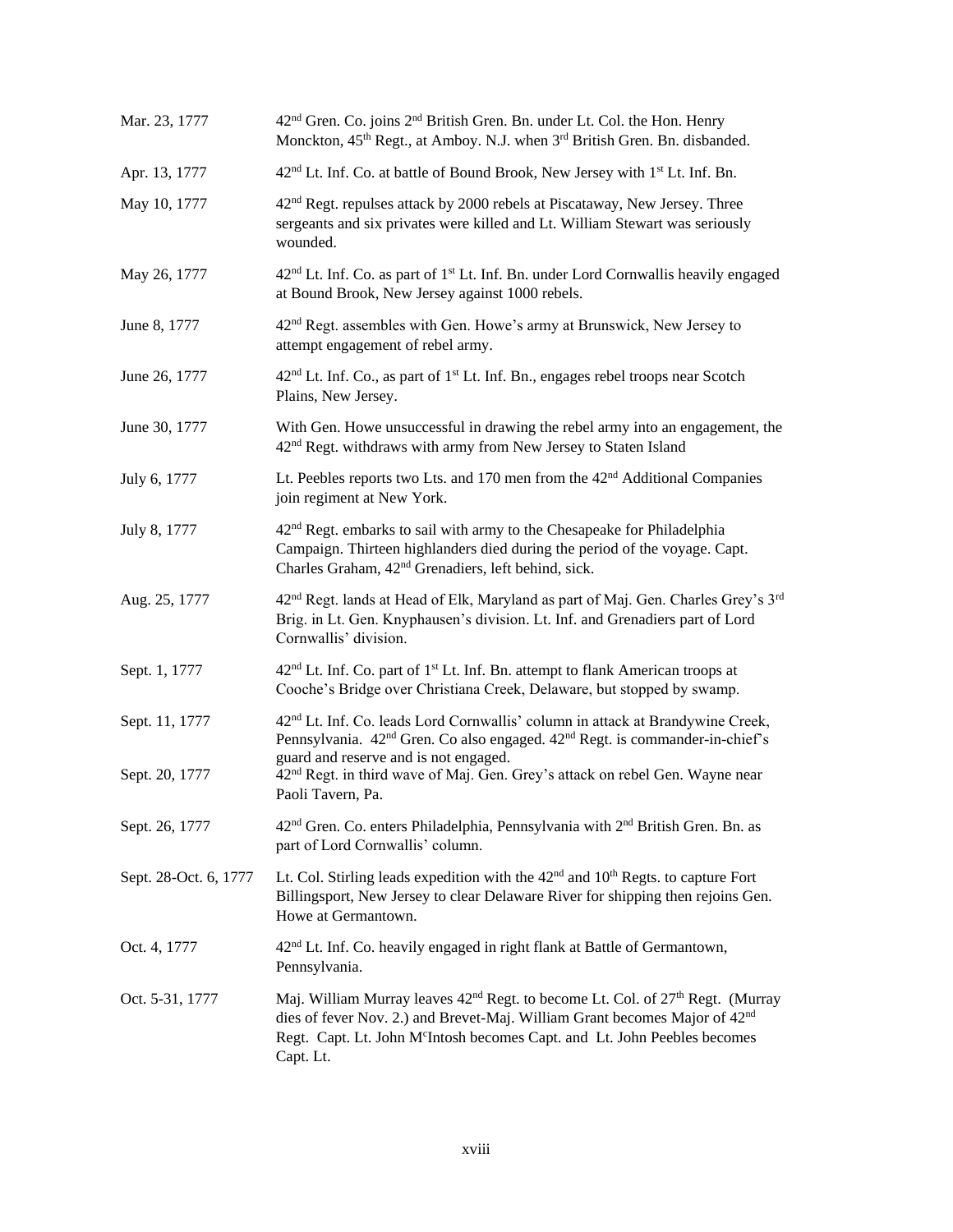| | |
|---|---|
| Mar. 23, 1777 | 42nd Gren. Co. joins 2nd British Gren. Bn. under Lt. Col. the Hon. Henry Monckton, 45th Regt., at Amboy. N.J. when 3rd British Gren. Bn. disbanded. |
| Apr. 13, 1777 | 42nd Lt. Inf. Co. at battle of Bound Brook, New Jersey with 1st Lt. Inf. Bn. |
| May 10, 1777 | 42nd Regt. repulses attack by 2000 rebels at Piscataway, New Jersey. Three sergeants and six privates were killed and Lt. William Stewart was seriously wounded. |
| May 26, 1777 | 42nd Lt. Inf. Co. as part of 1st Lt. Inf. Bn. under Lord Cornwallis heavily engaged at Bound Brook, New Jersey against 1000 rebels. |
| June 8, 1777 | 42nd Regt. assembles with Gen. Howe's army at Brunswick, New Jersey to attempt engagement of rebel army. |
| June 26, 1777 | 42nd Lt. Inf. Co., as part of 1st Lt. Inf. Bn., engages rebel troops near Scotch Plains, New Jersey. |
| June 30, 1777 | With Gen. Howe unsuccessful in drawing the rebel army into an engagement, the 42nd Regt. withdraws with army from New Jersey to Staten Island |
| July 6, 1777 | Lt. Peebles reports two Lts. and 170 men from the 42nd Additional Companies join regiment at New York. |
| July 8, 1777 | 42nd Regt. embarks to sail with army to the Chesapeake for Philadelphia Campaign. Thirteen highlanders died during the period of the voyage. Capt. Charles Graham, 42nd Grenadiers, left behind, sick. |
| Aug. 25, 1777 | 42nd Regt. lands at Head of Elk, Maryland as part of Maj. Gen. Charles Grey's 3rd Brig. in Lt. Gen. Knyphausen's division. Lt. Inf. and Grenadiers part of Lord Cornwallis' division. |
| Sept. 1, 1777 | 42nd Lt. Inf. Co. part of 1st Lt. Inf. Bn. attempt to flank American troops at Cooche's Bridge over Christiana Creek, Delaware, but stopped by swamp. |
| Sept. 11, 1777 | 42nd Lt. Inf. Co. leads Lord Cornwallis' column in attack at Brandywine Creek, Pennsylvania. 42nd Gren. Co also engaged. 42nd Regt. is commander-in-chief's guard and reserve and is not engaged. |
| Sept. 20, 1777 | 42nd Regt. in third wave of Maj. Gen. Grey's attack on rebel Gen. Wayne near Paoli Tavern, Pa. |
| Sept. 26, 1777 | 42nd Gren. Co. enters Philadelphia, Pennsylvania with 2nd British Gren. Bn. as part of Lord Cornwallis' column. |
| Sept. 28-Oct. 6, 1777 | Lt. Col. Stirling leads expedition with the 42nd and 10th Regts. to capture Fort Billingsport, New Jersey to clear Delaware River for shipping then rejoins Gen. Howe at Germantown. |
| Oct. 4, 1777 | 42nd Lt. Inf. Co. heavily engaged in right flank at Battle of Germantown, Pennsylvania. |
| Oct. 5-31, 1777 | Maj. William Murray leaves 42nd Regt. to become Lt. Col. of 27th Regt. (Murray dies of fever Nov. 2.) and Brevet-Maj. William Grant becomes Major of 42nd Regt. Capt. Lt. John McIntosh becomes Capt. and Lt. John Peebles becomes Capt. Lt. |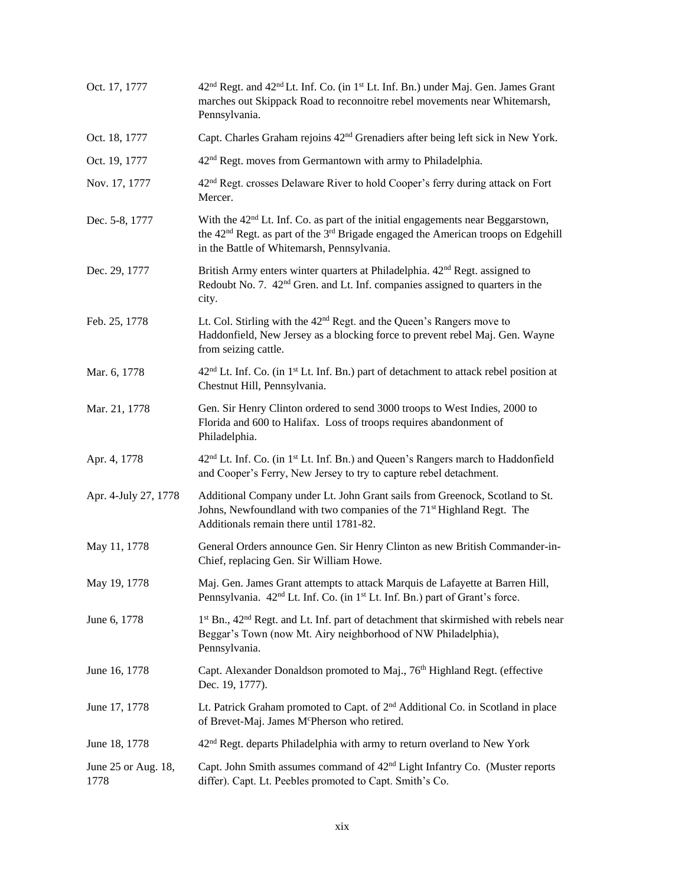| | |
|---|---|
| Oct. 17, 1777 | 42nd Regt. and 42nd Lt. Inf. Co. (in 1st Lt. Inf. Bn.) under Maj. Gen. James Grant marches out Skippack Road to reconnoitre rebel movements near Whitemarsh, Pennsylvania. |
| Oct. 18, 1777 | Capt. Charles Graham rejoins 42nd Grenadiers after being left sick in New York. |
| Oct. 19, 1777 | 42nd Regt. moves from Germantown with army to Philadelphia. |
| Nov. 17, 1777 | 42nd Regt. crosses Delaware River to hold Cooper's ferry during attack on Fort Mercer. |
| Dec. 5-8, 1777 | With the 42nd Lt. Inf. Co. as part of the initial engagements near Beggarstown, the 42nd Regt. as part of the 3rd Brigade engaged the American troops on Edgehill in the Battle of Whitemarsh, Pennsylvania. |
| Dec. 29, 1777 | British Army enters winter quarters at Philadelphia. 42nd Regt. assigned to Redoubt No. 7. 42nd Gren. and Lt. Inf. companies assigned to quarters in the city. |
| Feb. 25, 1778 | Lt. Col. Stirling with the 42nd Regt. and the Queen's Rangers move to Haddonfield, New Jersey as a blocking force to prevent rebel Maj. Gen. Wayne from seizing cattle. |
| Mar. 6, 1778 | 42nd Lt. Inf. Co. (in 1st Lt. Inf. Bn.) part of detachment to attack rebel position at Chestnut Hill, Pennsylvania. |
| Mar. 21, 1778 | Gen. Sir Henry Clinton ordered to send 3000 troops to West Indies, 2000 to Florida and 600 to Halifax. Loss of troops requires abandonment of Philadelphia. |
| Apr. 4, 1778 | 42nd Lt. Inf. Co. (in 1st Lt. Inf. Bn.) and Queen's Rangers march to Haddonfield and Cooper's Ferry, New Jersey to try to capture rebel detachment. |
| Apr. 4-July 27, 1778 | Additional Company under Lt. John Grant sails from Greenock, Scotland to St. Johns, Newfoundland with two companies of the 71st Highland Regt. The Additionals remain there until 1781-82. |
| May 11, 1778 | General Orders announce Gen. Sir Henry Clinton as new British Commander-in-Chief, replacing Gen. Sir William Howe. |
| May 19, 1778 | Maj. Gen. James Grant attempts to attack Marquis de Lafayette at Barren Hill, Pennsylvania. 42nd Lt. Inf. Co. (in 1st Lt. Inf. Bn.) part of Grant's force. |
| June 6, 1778 | 1st Bn., 42nd Regt. and Lt. Inf. part of detachment that skirmished with rebels near Beggar's Town (now Mt. Airy neighborhood of NW Philadelphia), Pennsylvania. |
| June 16, 1778 | Capt. Alexander Donaldson promoted to Maj., 76th Highland Regt. (effective Dec. 19, 1777). |
| June 17, 1778 | Lt. Patrick Graham promoted to Capt. of 2nd Additional Co. in Scotland in place of Brevet-Maj. James McPherson who retired. |
| June 18, 1778 | 42nd Regt. departs Philadelphia with army to return overland to New York |
| June 25 or Aug. 18, 1778 | Capt. John Smith assumes command of 42nd Light Infantry Co. (Muster reports differ). Capt. Lt. Peebles promoted to Capt. Smith's Co. |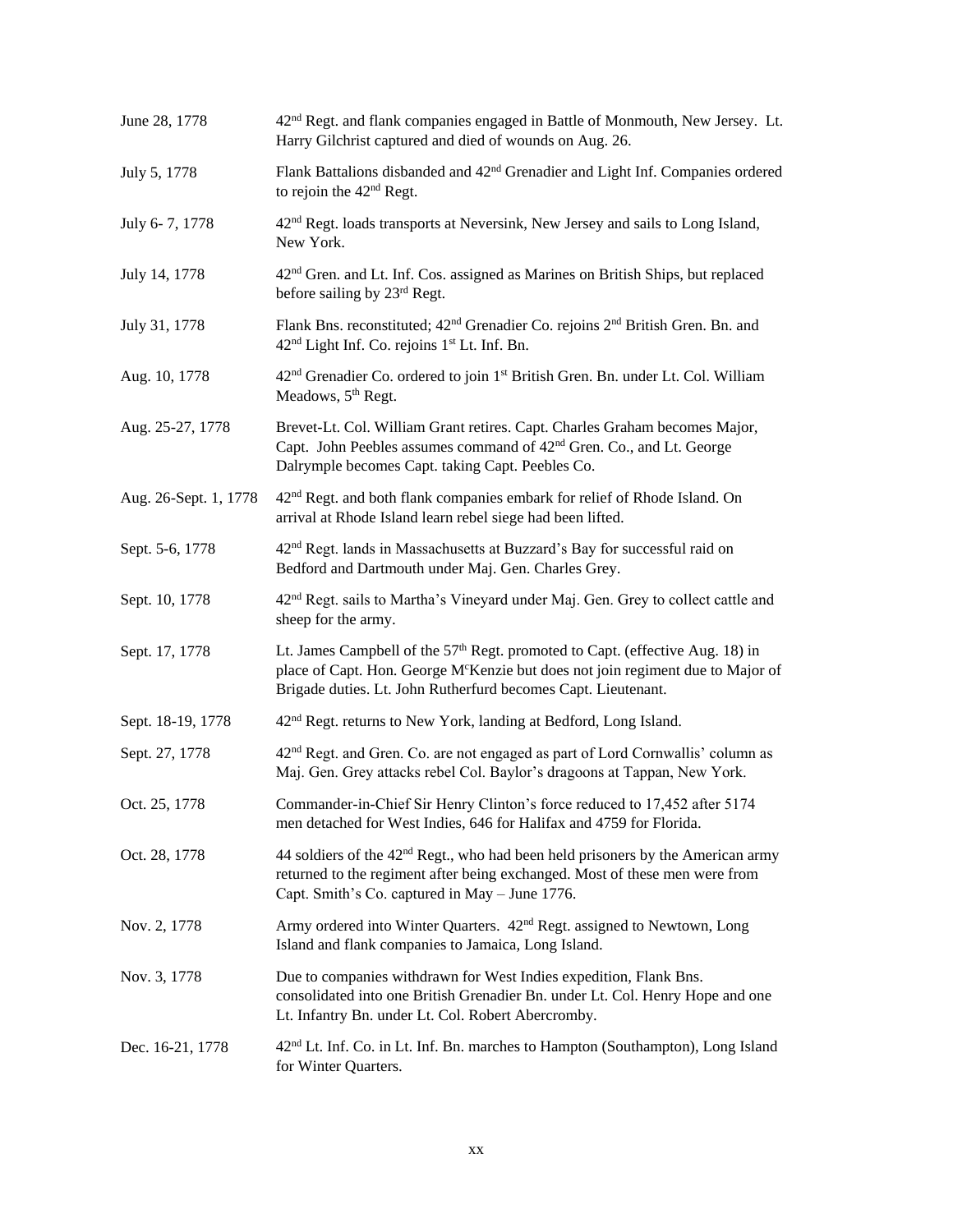| | |
|---|---|
| June 28, 1778 | 42nd Regt. and flank companies engaged in Battle of Monmouth, New Jersey. Lt. Harry Gilchrist captured and died of wounds on Aug. 26. |
| July 5, 1778 | Flank Battalions disbanded and 42nd Grenadier and Light Inf. Companies ordered to rejoin the 42nd Regt. |
| July 6- 7, 1778 | 42nd Regt. loads transports at Neversink, New Jersey and sails to Long Island, New York. |
| July 14, 1778 | 42nd Gren. and Lt. Inf. Cos. assigned as Marines on British Ships, but replaced before sailing by 23rd Regt. |
| July 31, 1778 | Flank Bns. reconstituted; 42nd Grenadier Co. rejoins 2nd British Gren. Bn. and 42nd Light Inf. Co. rejoins 1st Lt. Inf. Bn. |
| Aug. 10, 1778 | 42nd Grenadier Co. ordered to join 1st British Gren. Bn. under Lt. Col. William Meadows, 5th Regt. |
| Aug. 25-27, 1778 | Brevet-Lt. Col. William Grant retires. Capt. Charles Graham becomes Major, Capt. John Peebles assumes command of 42nd Gren. Co., and Lt. George Dalrymple becomes Capt. taking Capt. Peebles Co. |
| Aug. 26-Sept. 1, 1778 | 42nd Regt. and both flank companies embark for relief of Rhode Island. On arrival at Rhode Island learn rebel siege had been lifted. |
| Sept. 5-6, 1778 | 42nd Regt. lands in Massachusetts at Buzzard's Bay for successful raid on Bedford and Dartmouth under Maj. Gen. Charles Grey. |
| Sept. 10, 1778 | 42nd Regt. sails to Martha's Vineyard under Maj. Gen. Grey to collect cattle and sheep for the army. |
| Sept. 17, 1778 | Lt. James Campbell of the 57th Regt. promoted to Capt. (effective Aug. 18) in place of Capt. Hon. George McKenzie but does not join regiment due to Major of Brigade duties. Lt. John Rutherfurd becomes Capt. Lieutenant. |
| Sept. 18-19, 1778 | 42nd Regt. returns to New York, landing at Bedford, Long Island. |
| Sept. 27, 1778 | 42nd Regt. and Gren. Co. are not engaged as part of Lord Cornwallis' column as Maj. Gen. Grey attacks rebel Col. Baylor's dragoons at Tappan, New York. |
| Oct. 25, 1778 | Commander-in-Chief Sir Henry Clinton's force reduced to 17,452 after 5174 men detached for West Indies, 646 for Halifax and 4759 for Florida. |
| Oct. 28, 1778 | 44 soldiers of the 42nd Regt., who had been held prisoners by the American army returned to the regiment after being exchanged. Most of these men were from Capt. Smith's Co. captured in May – June 1776. |
| Nov. 2, 1778 | Army ordered into Winter Quarters. 42nd Regt. assigned to Newtown, Long Island and flank companies to Jamaica, Long Island. |
| Nov. 3, 1778 | Due to companies withdrawn for West Indies expedition, Flank Bns. consolidated into one British Grenadier Bn. under Lt. Col. Henry Hope and one Lt. Infantry Bn. under Lt. Col. Robert Abercromby. |
| Dec. 16-21, 1778 | 42nd Lt. Inf. Co. in Lt. Inf. Bn. marches to Hampton (Southampton), Long Island for Winter Quarters. |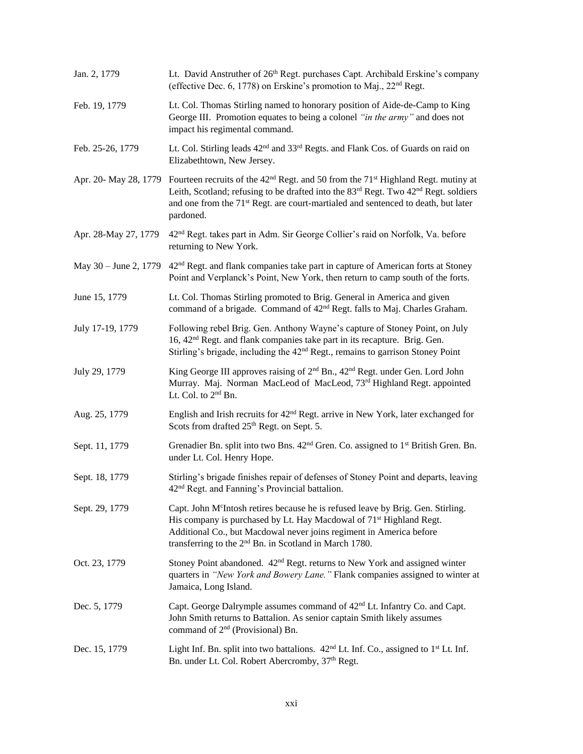| | |
|---|---|
| Jan. 2, 1779 | Lt. David Anstruther of 26th Regt. purchases Capt. Archibald Erskine's company (effective Dec. 6, 1778) on Erskine's promotion to Maj., 22nd Regt. |
| Feb. 19, 1779 | Lt. Col. Thomas Stirling named to honorary position of Aide-de-Camp to King George III. Promotion equates to being a colonel *"in the army"* and does not impact his regimental command. |
| Feb. 25-26, 1779 | Lt. Col. Stirling leads 42nd and 33rd Regts. and Flank Cos. of Guards on raid on Elizabethtown, New Jersey. |
| Apr. 20- May 28, 1779 | Fourteen recruits of the 42nd Regt. and 50 from the 71st Highland Regt. mutiny at Leith, Scotland; refusing to be drafted into the 83rd Regt. Two 42nd Regt. soldiers and one from the 71st Regt. are court-martialed and sentenced to death, but later pardoned. |
| Apr. 28-May 27, 1779 | 42nd Regt. takes part in Adm. Sir George Collier's raid on Norfolk, Va. before returning to New York. |
| May 30 – June 2, 1779 | 42nd Regt. and flank companies take part in capture of American forts at Stoney Point and Verplanck's Point, New York, then return to camp south of the forts. |
| June 15, 1779 | Lt. Col. Thomas Stirling promoted to Brig. General in America and given command of a brigade. Command of 42nd Regt. falls to Maj. Charles Graham. |
| July 17-19, 1779 | Following rebel Brig. Gen. Anthony Wayne's capture of Stoney Point, on July 16, 42nd Regt. and flank companies take part in its recapture. Brig. Gen. Stirling's brigade, including the 42nd Regt., remains to garrison Stoney Point |
| July 29, 1779 | King George III approves raising of 2nd Bn., 42nd Regt. under Gen. Lord John Murray. Maj. Norman MacLeod of MacLeod, 73rd Highland Regt. appointed Lt. Col. to 2nd Bn. |
| Aug. 25, 1779 | English and Irish recruits for 42nd Regt. arrive in New York, later exchanged for Scots from drafted 25th Regt. on Sept. 5. |
| Sept. 11, 1779 | Grenadier Bn. split into two Bns. 42nd Gren. Co. assigned to 1st British Gren. Bn. under Lt. Col. Henry Hope. |
| Sept. 18, 1779 | Stirling's brigade finishes repair of defenses of Stoney Point and departs, leaving 42nd Regt. and Fanning's Provincial battalion. |
| Sept. 29, 1779 | Capt. John McIntosh retires because he is refused leave by Brig. Gen. Stirling. His company is purchased by Lt. Hay Macdowal of 71st Highland Regt. Additional Co., but Macdowal never joins regiment in America before transferring to the 2nd Bn. in Scotland in March 1780. |
| Oct. 23, 1779 | Stoney Point abandoned. 42nd Regt. returns to New York and assigned winter quarters in *"New York and Bowery Lane."* Flank companies assigned to winter at Jamaica, Long Island. |
| Dec. 5, 1779 | Capt. George Dalrymple assumes command of 42nd Lt. Infantry Co. and Capt. John Smith returns to Battalion. As senior captain Smith likely assumes command of 2nd (Provisional) Bn. |
| Dec. 15, 1779 | Light Inf. Bn. split into two battalions. 42nd Lt. Inf. Co., assigned to 1st Lt. Inf. Bn. under Lt. Col. Robert Abercromby, 37th Regt. |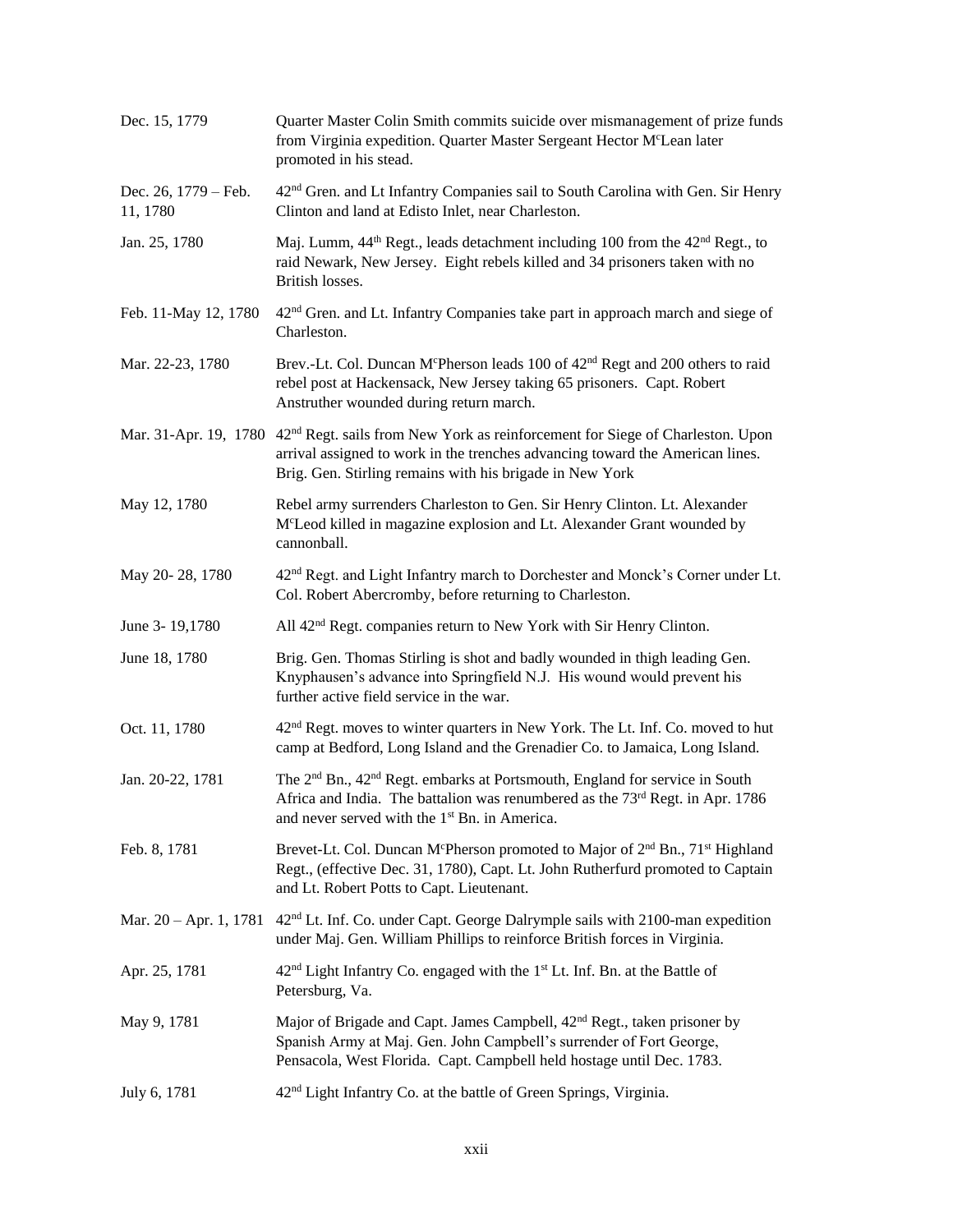| | |
|---|---|
| Dec. 15, 1779 | Quarter Master Colin Smith commits suicide over mismanagement of prize funds from Virginia expedition. Quarter Master Sergeant Hector McLean later promoted in his stead. |
| Dec. 26, 1779 – Feb. 11, 1780 | 42nd Gren. and Lt Infantry Companies sail to South Carolina with Gen. Sir Henry Clinton and land at Edisto Inlet, near Charleston. |
| Jan. 25, 1780 | Maj. Lumm, 44th Regt., leads detachment including 100 from the 42nd Regt., to raid Newark, New Jersey. Eight rebels killed and 34 prisoners taken with no British losses. |
| Feb. 11-May 12, 1780 | 42nd Gren. and Lt. Infantry Companies take part in approach march and siege of Charleston. |
| Mar. 22-23, 1780 | Brev.-Lt. Col. Duncan McPherson leads 100 of 42nd Regt and 200 others to raid rebel post at Hackensack, New Jersey taking 65 prisoners. Capt. Robert Anstruther wounded during return march. |
| Mar. 31-Apr. 19, 1780 | 42nd Regt. sails from New York as reinforcement for Siege of Charleston. Upon arrival assigned to work in the trenches advancing toward the American lines. Brig. Gen. Stirling remains with his brigade in New York |
| May 12, 1780 | Rebel army surrenders Charleston to Gen. Sir Henry Clinton. Lt. Alexander McLeod killed in magazine explosion and Lt. Alexander Grant wounded by cannonball. |
| May 20- 28, 1780 | 42nd Regt. and Light Infantry march to Dorchester and Monck's Corner under Lt. Col. Robert Abercromby, before returning to Charleston. |
| June 3- 19,1780 | All 42nd Regt. companies return to New York with Sir Henry Clinton. |
| June 18, 1780 | Brig. Gen. Thomas Stirling is shot and badly wounded in thigh leading Gen. Knyphausen's advance into Springfield N.J. His wound would prevent his further active field service in the war. |
| Oct. 11, 1780 | 42nd Regt. moves to winter quarters in New York. The Lt. Inf. Co. moved to hut camp at Bedford, Long Island and the Grenadier Co. to Jamaica, Long Island. |
| Jan. 20-22, 1781 | The 2nd Bn., 42nd Regt. embarks at Portsmouth, England for service in South Africa and India. The battalion was renumbered as the 73rd Regt. in Apr. 1786 and never served with the 1st Bn. in America. |
| Feb. 8, 1781 | Brevet-Lt. Col. Duncan McPherson promoted to Major of 2nd Bn., 71st Highland Regt., (effective Dec. 31, 1780), Capt. Lt. John Rutherfurd promoted to Captain and Lt. Robert Potts to Capt. Lieutenant. |
| Mar. 20 – Apr. 1, 1781 | 42nd Lt. Inf. Co. under Capt. George Dalrymple sails with 2100-man expedition under Maj. Gen. William Phillips to reinforce British forces in Virginia. |
| Apr. 25, 1781 | 42nd Light Infantry Co. engaged with the 1st Lt. Inf. Bn. at the Battle of Petersburg, Va. |
| May 9, 1781 | Major of Brigade and Capt. James Campbell, 42nd Regt., taken prisoner by Spanish Army at Maj. Gen. John Campbell's surrender of Fort George, Pensacola, West Florida. Capt. Campbell held hostage until Dec. 1783. |
| July 6, 1781 | 42nd Light Infantry Co. at the battle of Green Springs, Virginia. |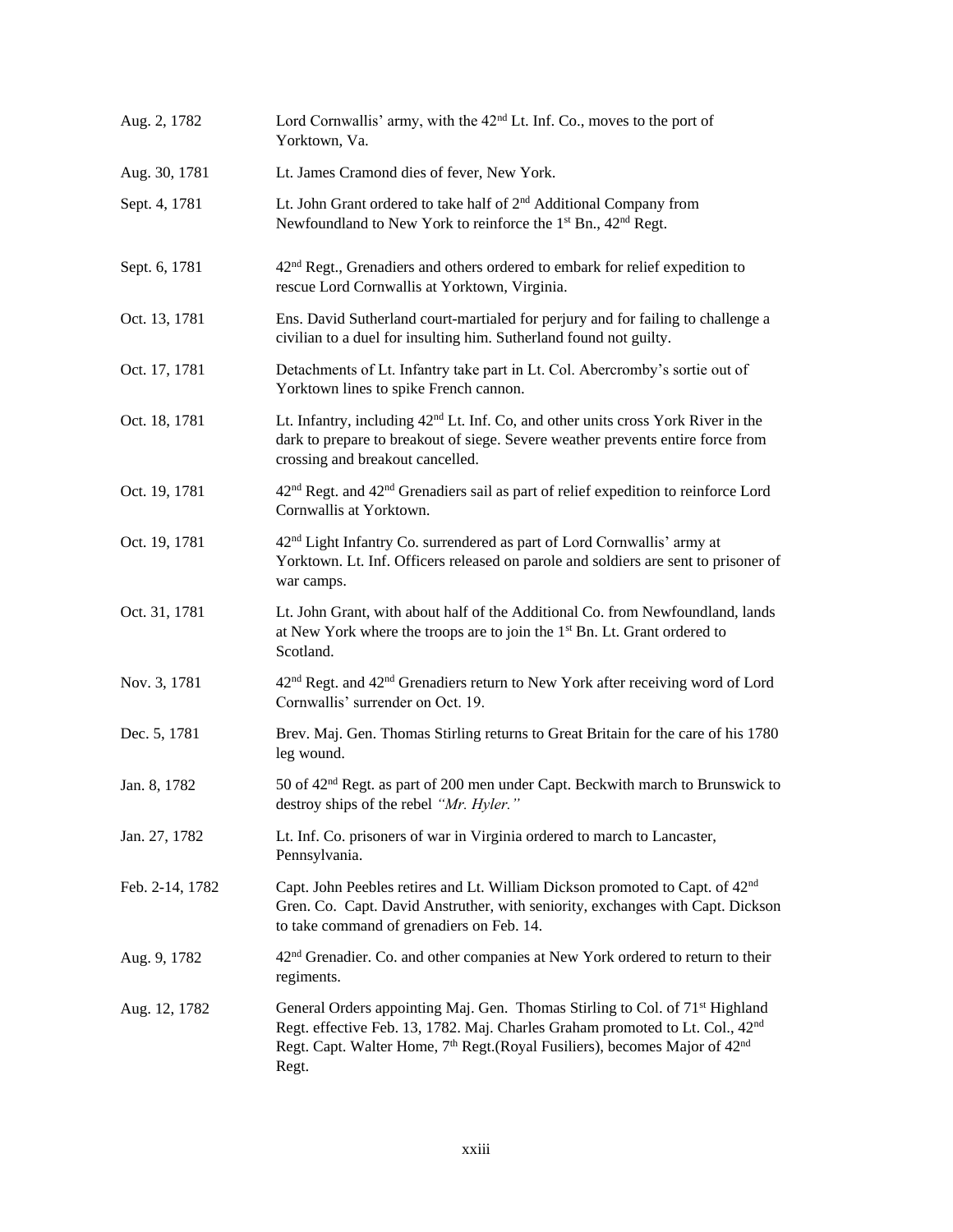| | |
|---|---|
| Aug. 2, 1782 | Lord Cornwallis' army, with the 42nd Lt. Inf. Co., moves to the port of Yorktown, Va. |
| Aug. 30, 1781 | Lt. James Cramond dies of fever, New York. |
| Sept. 4, 1781 | Lt. John Grant ordered to take half of 2nd Additional Company from Newfoundland to New York to reinforce the 1st Bn., 42nd Regt. |
| Sept. 6, 1781 | 42nd Regt., Grenadiers and others ordered to embark for relief expedition to rescue Lord Cornwallis at Yorktown, Virginia. |
| Oct. 13, 1781 | Ens. David Sutherland court-martialed for perjury and for failing to challenge a civilian to a duel for insulting him. Sutherland found not guilty. |
| Oct. 17, 1781 | Detachments of Lt. Infantry take part in Lt. Col. Abercromby's sortie out of Yorktown lines to spike French cannon. |
| Oct. 18, 1781 | Lt. Infantry, including 42nd Lt. Inf. Co, and other units cross York River in the dark to prepare to breakout of siege. Severe weather prevents entire force from crossing and breakout cancelled. |
| Oct. 19, 1781 | 42nd Regt. and 42nd Grenadiers sail as part of relief expedition to reinforce Lord Cornwallis at Yorktown. |
| Oct. 19, 1781 | 42nd Light Infantry Co. surrendered as part of Lord Cornwallis' army at Yorktown. Lt. Inf. Officers released on parole and soldiers are sent to prisoner of war camps. |
| Oct. 31, 1781 | Lt. John Grant, with about half of the Additional Co. from Newfoundland, lands at New York where the troops are to join the 1st Bn. Lt. Grant ordered to Scotland. |
| Nov. 3, 1781 | 42nd Regt. and 42nd Grenadiers return to New York after receiving word of Lord Cornwallis' surrender on Oct. 19. |
| Dec. 5, 1781 | Brev. Maj. Gen. Thomas Stirling returns to Great Britain for the care of his 1780 leg wound. |
| Jan. 8, 1782 | 50 of 42nd Regt. as part of 200 men under Capt. Beckwith march to Brunswick to destroy ships of the rebel *"Mr. Hyler."* |
| Jan. 27, 1782 | Lt. Inf. Co. prisoners of war in Virginia ordered to march to Lancaster, Pennsylvania. |
| Feb. 2-14, 1782 | Capt. John Peebles retires and Lt. William Dickson promoted to Capt. of 42nd Gren. Co. Capt. David Anstruther, with seniority, exchanges with Capt. Dickson to take command of grenadiers on Feb. 14. |
| Aug. 9, 1782 | 42nd Grenadier. Co. and other companies at New York ordered to return to their regiments. |
| Aug. 12, 1782 | General Orders appointing Maj. Gen. Thomas Stirling to Col. of 71st Highland Regt. effective Feb. 13, 1782. Maj. Charles Graham promoted to Lt. Col., 42nd Regt. Capt. Walter Home, 7th Regt.(Royal Fusiliers), becomes Major of 42nd Regt. |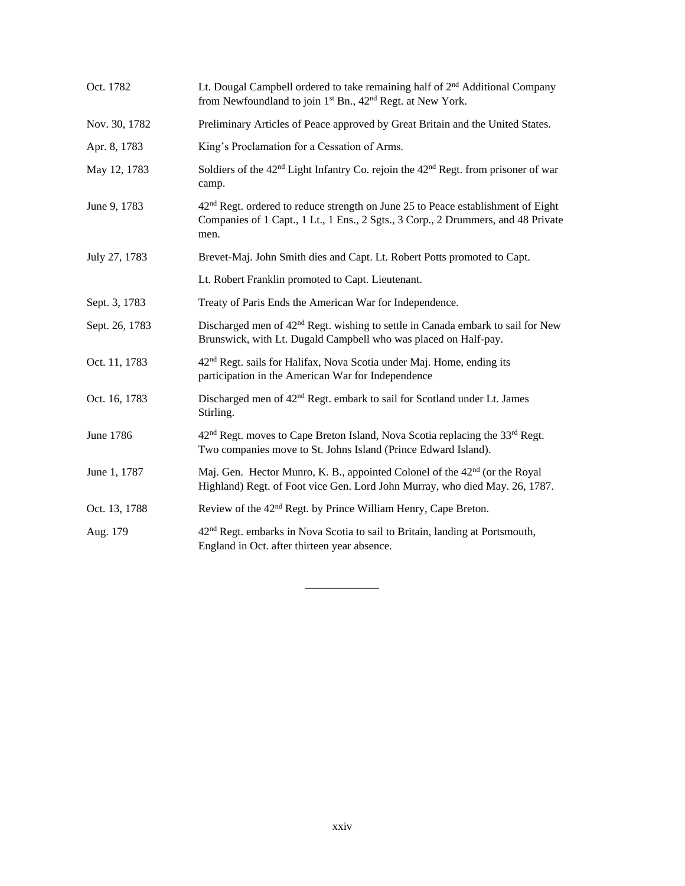| | |
|---|---|
| Oct. 1782 | Lt. Dougal Campbell ordered to take remaining half of 2nd Additional Company from Newfoundland to join 1st Bn., 42nd Regt. at New York. |
| Nov. 30, 1782 | Preliminary Articles of Peace approved by Great Britain and the United States. |
| Apr. 8, 1783 | King's Proclamation for a Cessation of Arms. |
| May 12, 1783 | Soldiers of the 42nd Light Infantry Co. rejoin the 42nd Regt. from prisoner of war camp. |
| June 9, 1783 | 42nd Regt. ordered to reduce strength on June 25 to Peace establishment of Eight Companies of 1 Capt., 1 Lt., 1 Ens., 2 Sgts., 3 Corp., 2 Drummers, and 48 Private men. |
| July 27, 1783 | Brevet-Maj. John Smith dies and Capt. Lt. Robert Potts promoted to Capt. |
| | Lt. Robert Franklin promoted to Capt. Lieutenant. |
| Sept. 3, 1783 | Treaty of Paris Ends the American War for Independence. |
| Sept. 26, 1783 | Discharged men of 42nd Regt. wishing to settle in Canada embark to sail for New Brunswick, with Lt. Dugald Campbell who was placed on Half-pay. |
| Oct. 11, 1783 | 42nd Regt. sails for Halifax, Nova Scotia under Maj. Home, ending its participation in the American War for Independence |
| Oct. 16, 1783 | Discharged men of 42nd Regt. embark to sail for Scotland under Lt. James Stirling. |
| June 1786 | 42nd Regt. moves to Cape Breton Island, Nova Scotia replacing the 33rd Regt. Two companies move to St. Johns Island (Prince Edward Island). |
| June 1, 1787 | Maj. Gen. Hector Munro, K. B., appointed Colonel of the 42nd (or the Royal Highland) Regt. of Foot vice Gen. Lord John Murray, who died May. 26, 1787. |
| Oct. 13, 1788 | Review of the 42nd Regt. by Prince William Henry, Cape Breton. |
| Aug. 179 | 42nd Regt. embarks in Nova Scotia to sail to Britain, landing at Portsmouth, England in Oct. after thirteen year absence. |

---